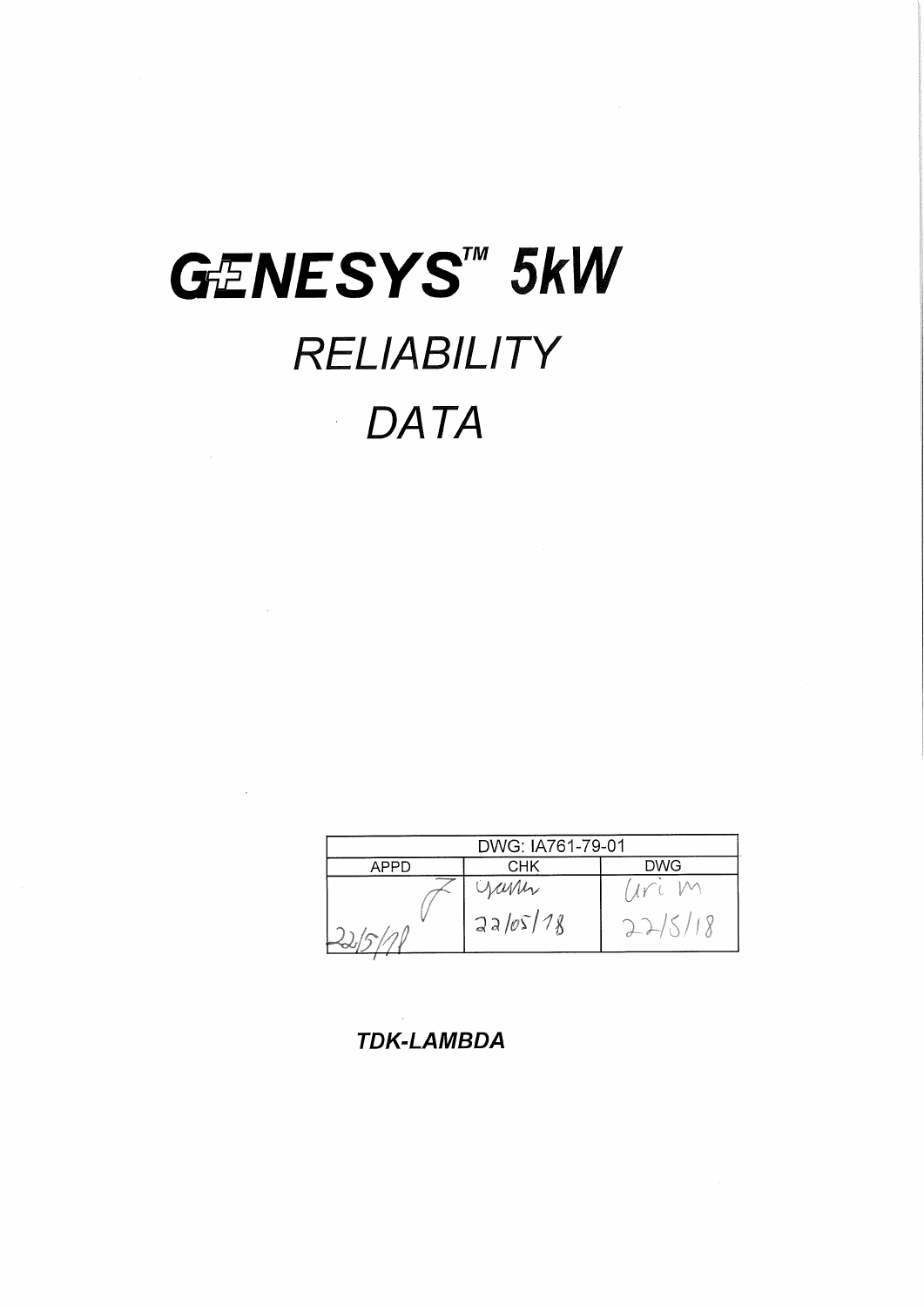# GENESYS™ 5kW

## RELIABILITY

## DATA

| DWG: IA761-79-01 | | |
|---|---|---|
| APPD | CHK | DWG |
| 22/5/18 | yaron 22/05/18 | Uri M 22/5/18 |

**TDK-LAMBDA**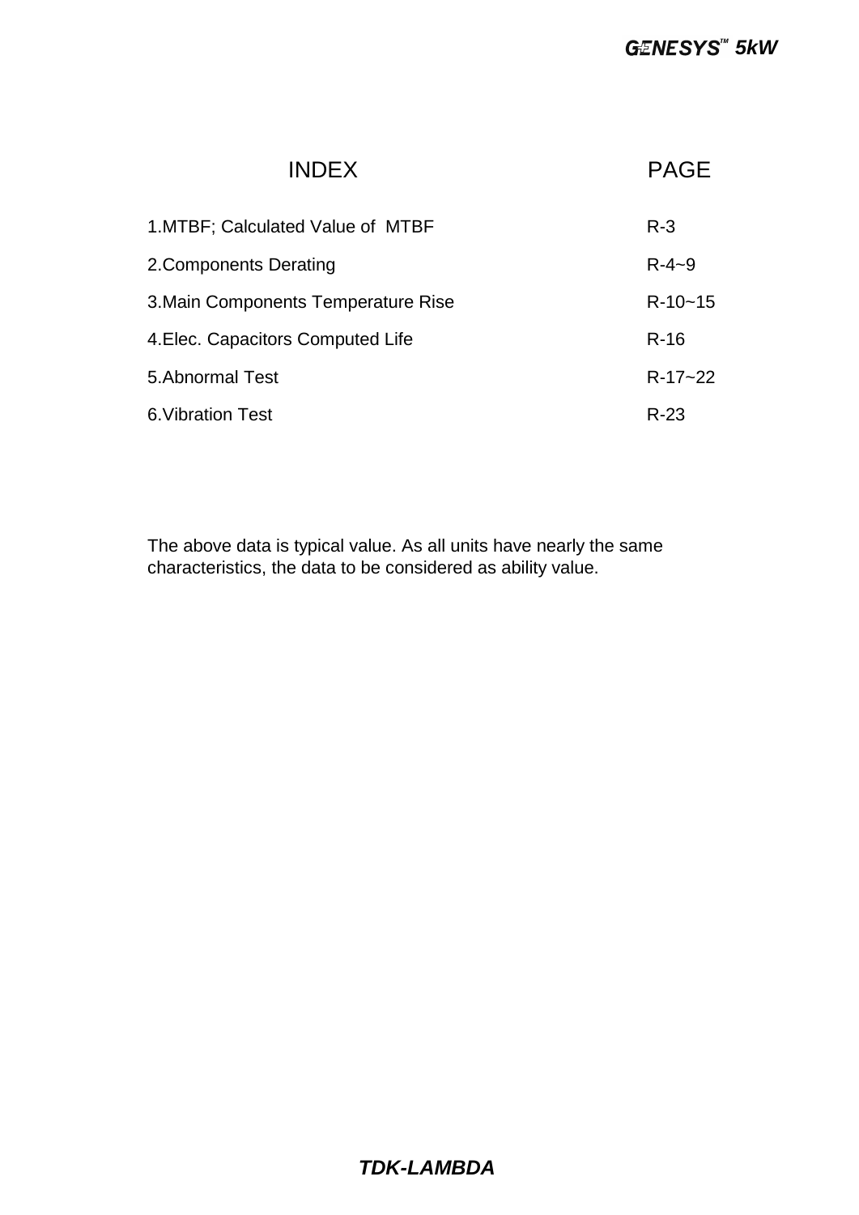| INDEX | PAGE |
|---|---|
| 1.MTBF; Calculated Value of MTBF | R-3 |
| 2.Components Derating | R-4~9 |
| 3.Main Components Temperature Rise | R-10~15 |
| 4.Elec. Capacitors Computed Life | R-16 |
| 5.Abnormal Test | R-17~22 |
| 6.Vibration Test | R-23 |

The above data is typical value. As all units have nearly the same characteristics, the data to be considered as ability value.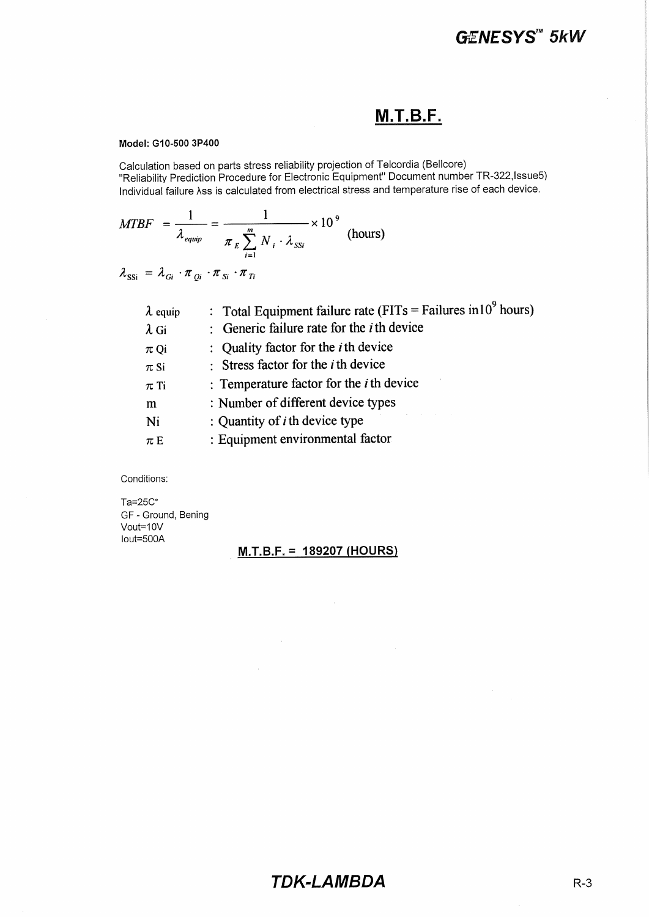# M.T.B.F.

**Model: G10-500 3P400**

Calculation based on parts stress reliability projection of Telcordia (Bellcore) "Reliability Prediction Procedure for Electronic Equipment" Document number TR-322,Issue5) Individual failure λss is calculated from electrical stress and temperature rise of each device.

$$MTBF = \frac{1}{\lambda_{equip}} = \frac{1}{\pi_E \sum_{i=1}^{m} N_i \cdot \lambda_{SSi}} \times 10^9 \quad \text{(hours)}$$

$$\lambda_{SSi} = \lambda_{Gi} \cdot \pi_{Qi} \cdot \pi_{Si} \cdot \pi_{Ti}$$

| | |
|---|---|
| $\lambda$ equip | : Total Equipment failure rate (FITs = Failures in$10^9$ hours) |
| $\lambda$ Gi | : Generic failure rate for the $i$th device |
| $\pi$ Qi | : Quality factor for the $i$th device |
| $\pi$ Si | : Stress factor for the $i$th device |
| $\pi$ Ti | : Temperature factor for the $i$th device |
| m | : Number of different device types |
| Ni | : Quantity of $i$th device type |
| $\pi$ E | : Equipment environmental factor |

Conditions:

Ta=25C°
GF - Ground, Bening
Vout=10V
Iout=500A

**M.T.B.F. = 189207 (HOURS)**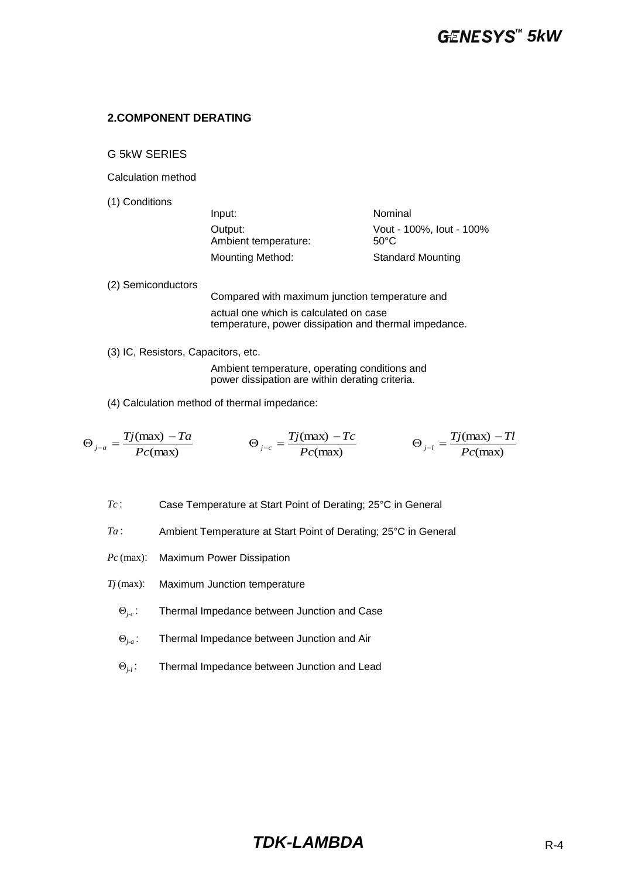## 2.COMPONENT DERATING

G 5kW SERIES

Calculation method

(1) Conditions

| | |
|---|---|
| Input: | Nominal |
| Output: | Vout - 100%, Iout - 100% |
| Ambient temperature: | 50°C |
| Mounting Method: | Standard Mounting |

(2) Semiconductors

Compared with maximum junction temperature and actual one which is calculated on case temperature, power dissipation and thermal impedance.

(3) IC, Resistors, Capacitors, etc.

Ambient temperature, operating conditions and power dissipation are within derating criteria.

(4) Calculation method of thermal impedance:

$$\Theta_{j-a} = \frac{Tj(\max) - Ta}{Pc(\max)} \qquad \Theta_{j-c} = \frac{Tj(\max) - Tc}{Pc(\max)} \qquad \Theta_{j-l} = \frac{Tj(\max) - Tl}{Pc(\max)}$$

$Tc$: Case Temperature at Start Point of Derating; 25°C in General

$Ta$: Ambient Temperature at Start Point of Derating; 25°C in General

$Pc(\max)$: Maximum Power Dissipation

$Tj(\max)$: Maximum Junction temperature

$\Theta_{j-c}$: Thermal Impedance between Junction and Case

$\Theta_{j-a}$: Thermal Impedance between Junction and Air

$\Theta_{j-l}$: Thermal Impedance between Junction and Lead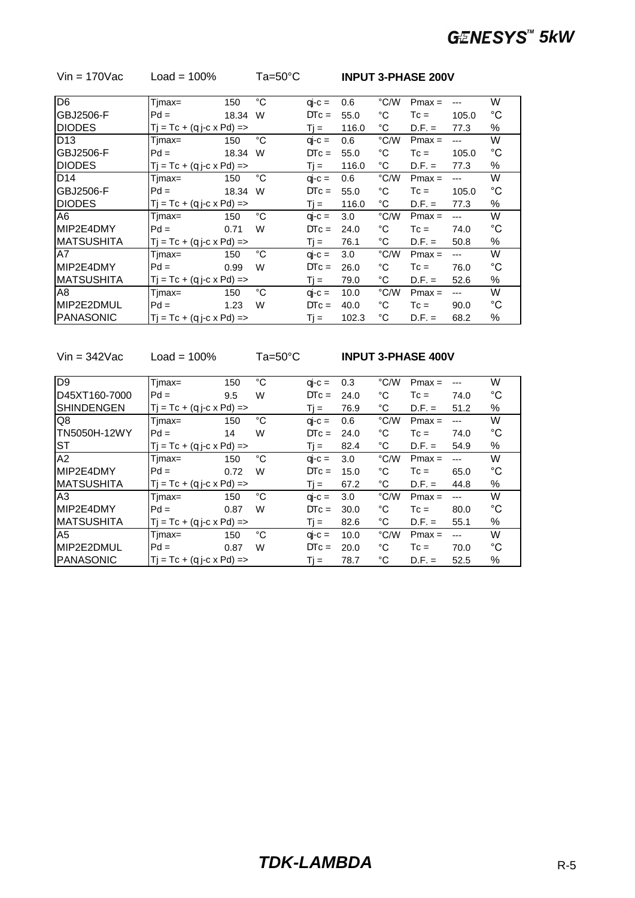Vin = 170Vac | Load = 100% | Ta=50°C | **INPUT 3-PHASE 200V**

| | | | | | | | | | |
|---|---|---|---|---|---|---|---|---|---|
| D6 | Tjmax= | 150 | °C | qj-c = | 0.6 | °C/W | Pmax = | --- | W |
| GBJ2506-F | Pd = | 18.34 | W | DTc = | 55.0 | °C | Tc = | 105.0 | °C |
| DIODES | Tj = Tc + (qj-c x Pd) => | | | Tj = | 116.0 | °C | D.F. = | 77.3 | % |
| D13 | Tjmax= | 150 | °C | qj-c = | 0.6 | °C/W | Pmax = | --- | W |
| GBJ2506-F | Pd = | 18.34 | W | DTc = | 55.0 | °C | Tc = | 105.0 | °C |
| DIODES | Tj = Tc + (qj-c x Pd) => | | | Tj = | 116.0 | °C | D.F. = | 77.3 | % |
| D14 | Tjmax= | 150 | °C | qj-c = | 0.6 | °C/W | Pmax = | --- | W |
| GBJ2506-F | Pd = | 18.34 | W | DTc = | 55.0 | °C | Tc = | 105.0 | °C |
| DIODES | Tj = Tc + (qj-c x Pd) => | | | Tj = | 116.0 | °C | D.F. = | 77.3 | % |
| A6 | Tjmax= | 150 | °C | qj-c = | 3.0 | °C/W | Pmax = | --- | W |
| MIP2E4DMY | Pd = | 0.71 | W | DTc = | 24.0 | °C | Tc = | 74.0 | °C |
| MATSUSHITA | Tj = Tc + (qj-c x Pd) => | | | Tj = | 76.1 | °C | D.F. = | 50.8 | % |
| A7 | Tjmax= | 150 | °C | qj-c = | 3.0 | °C/W | Pmax = | --- | W |
| MIP2E4DMY | Pd = | 0.99 | W | DTc = | 26.0 | °C | Tc = | 76.0 | °C |
| MATSUSHITA | Tj = Tc + (qj-c x Pd) => | | | Tj = | 79.0 | °C | D.F. = | 52.6 | % |
| A8 | Tjmax= | 150 | °C | qj-c = | 10.0 | °C/W | Pmax = | --- | W |
| MIP2E2DMUL | Pd = | 1.23 | W | DTc = | 40.0 | °C | Tc = | 90.0 | °C |
| PANASONIC | Tj = Tc + (qj-c x Pd) => | | | Tj = | 102.3 | °C | D.F. = | 68.2 | % |

Vin = 342Vac | Load = 100% | Ta=50°C | **INPUT 3-PHASE 400V**

| | | | | | | | | | |
|---|---|---|---|---|---|---|---|---|---|
| D9 | Tjmax= | 150 | °C | qj-c = | 0.3 | °C/W | Pmax = | --- | W |
| D45XT160-7000 | Pd = | 9.5 | W | DTc = | 24.0 | °C | Tc = | 74.0 | °C |
| SHINDENGEN | Tj = Tc + (qj-c x Pd) => | | | Tj = | 76.9 | °C | D.F. = | 51.2 | % |
| Q8 | Tjmax= | 150 | °C | qj-c = | 0.6 | °C/W | Pmax = | --- | W |
| TN5050H-12WY | Pd = | 14 | W | DTc = | 24.0 | °C | Tc = | 74.0 | °C |
| ST | Tj = Tc + (qj-c x Pd) => | | | Tj = | 82.4 | °C | D.F. = | 54.9 | % |
| A2 | Tjmax= | 150 | °C | qj-c = | 3.0 | °C/W | Pmax = | --- | W |
| MIP2E4DMY | Pd = | 0.72 | W | DTc = | 15.0 | °C | Tc = | 65.0 | °C |
| MATSUSHITA | Tj = Tc + (qj-c x Pd) => | | | Tj = | 67.2 | °C | D.F. = | 44.8 | % |
| A3 | Tjmax= | 150 | °C | qj-c = | 3.0 | °C/W | Pmax = | --- | W |
| MIP2E4DMY | Pd = | 0.87 | W | DTc = | 30.0 | °C | Tc = | 80.0 | °C |
| MATSUSHITA | Tj = Tc + (qj-c x Pd) => | | | Tj = | 82.6 | °C | D.F. = | 55.1 | % |
| A5 | Tjmax= | 150 | °C | qj-c = | 10.0 | °C/W | Pmax = | --- | W |
| MIP2E2DMUL | Pd = | 0.87 | W | DTc = | 20.0 | °C | Tc = | 70.0 | °C |
| PANASONIC | Tj = Tc + (qj-c x Pd) => | | | Tj = | 78.7 | °C | D.F. = | 52.5 | % |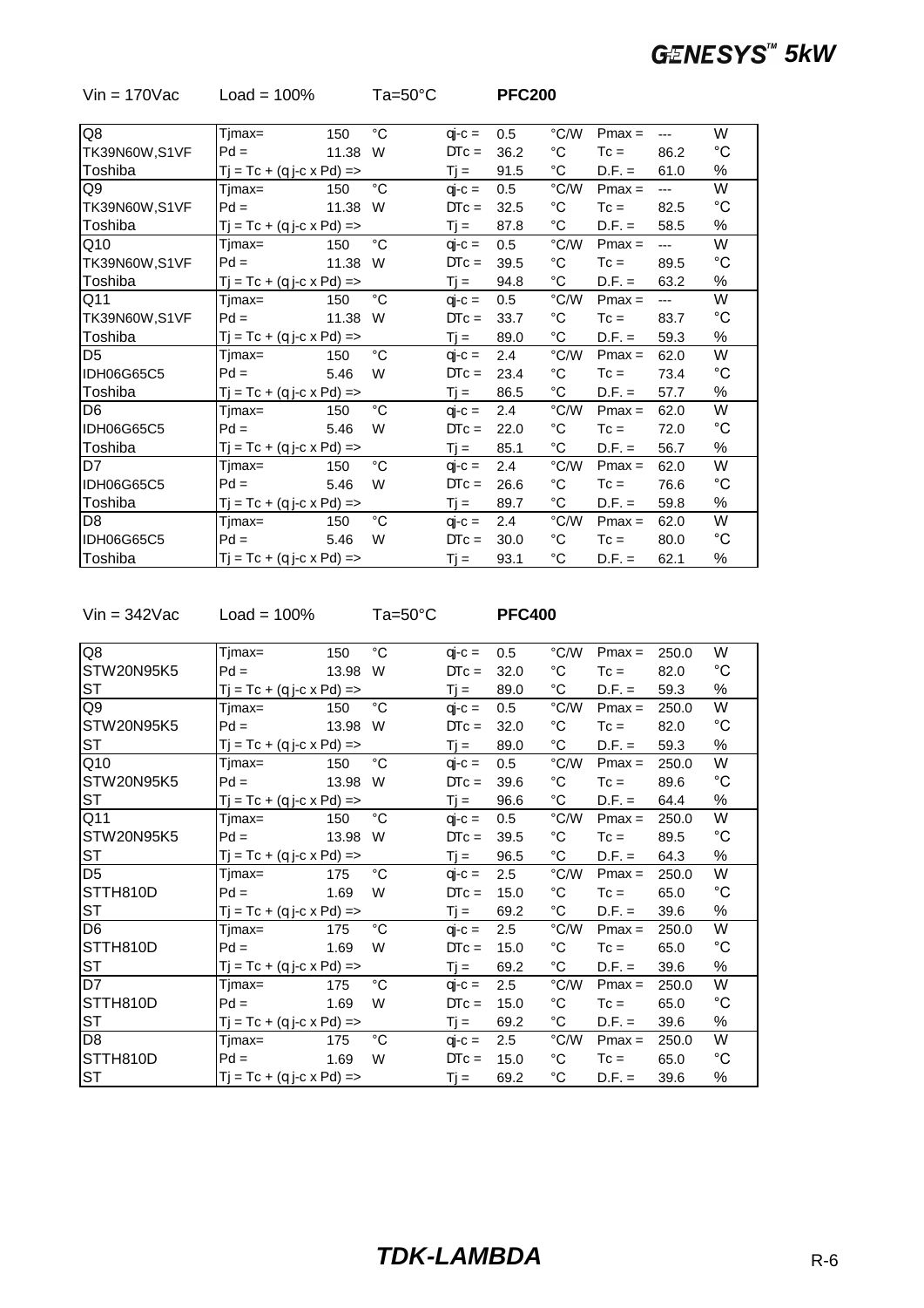Vin = 170Vac Load = 100% Ta=50°C **PFC200**

| | | | | | | | | | |
|---|---|---|---|---|---|---|---|---|---|
| Q8 | Tjmax= | 150 | °C | qj-c = | 0.5 | °C/W | Pmax = | --- | W |
| TK39N60W,S1VF | Pd = | 11.38 | W | DTc = | 36.2 | °C | Tc = | 86.2 | °C |
| Toshiba | Tj = Tc + (qj-c x Pd) => | | | Tj = | 91.5 | °C | D.F. = | 61.0 | % |
| Q9 | Tjmax= | 150 | °C | qj-c = | 0.5 | °C/W | Pmax = | --- | W |
| TK39N60W,S1VF | Pd = | 11.38 | W | DTc = | 32.5 | °C | Tc = | 82.5 | °C |
| Toshiba | Tj = Tc + (qj-c x Pd) => | | | Tj = | 87.8 | °C | D.F. = | 58.5 | % |
| Q10 | Tjmax= | 150 | °C | qj-c = | 0.5 | °C/W | Pmax = | --- | W |
| TK39N60W,S1VF | Pd = | 11.38 | W | DTc = | 39.5 | °C | Tc = | 89.5 | °C |
| Toshiba | Tj = Tc + (qj-c x Pd) => | | | Tj = | 94.8 | °C | D.F. = | 63.2 | % |
| Q11 | Tjmax= | 150 | °C | qj-c = | 0.5 | °C/W | Pmax = | --- | W |
| TK39N60W,S1VF | Pd = | 11.38 | W | DTc = | 33.7 | °C | Tc = | 83.7 | °C |
| Toshiba | Tj = Tc + (qj-c x Pd) => | | | Tj = | 89.0 | °C | D.F. = | 59.3 | % |
| D5 | Tjmax= | 150 | °C | qj-c = | 2.4 | °C/W | Pmax = | 62.0 | W |
| IDH06G65C5 | Pd = | 5.46 | W | DTc = | 23.4 | °C | Tc = | 73.4 | °C |
| Toshiba | Tj = Tc + (qj-c x Pd) => | | | Tj = | 86.5 | °C | D.F. = | 57.7 | % |
| D6 | Tjmax= | 150 | °C | qj-c = | 2.4 | °C/W | Pmax = | 62.0 | W |
| IDH06G65C5 | Pd = | 5.46 | W | DTc = | 22.0 | °C | Tc = | 72.0 | °C |
| Toshiba | Tj = Tc + (qj-c x Pd) => | | | Tj = | 85.1 | °C | D.F. = | 56.7 | % |
| D7 | Tjmax= | 150 | °C | qj-c = | 2.4 | °C/W | Pmax = | 62.0 | W |
| IDH06G65C5 | Pd = | 5.46 | W | DTc = | 26.6 | °C | Tc = | 76.6 | °C |
| Toshiba | Tj = Tc + (qj-c x Pd) => | | | Tj = | 89.7 | °C | D.F. = | 59.8 | % |
| D8 | Tjmax= | 150 | °C | qj-c = | 2.4 | °C/W | Pmax = | 62.0 | W |
| IDH06G65C5 | Pd = | 5.46 | W | DTc = | 30.0 | °C | Tc = | 80.0 | °C |
| Toshiba | Tj = Tc + (qj-c x Pd) => | | | Tj = | 93.1 | °C | D.F. = | 62.1 | % |

Vin = 342Vac Load = 100% Ta=50°C **PFC400**

| | | | | | | | | | |
|---|---|---|---|---|---|---|---|---|---|
| Q8 | Tjmax= | 150 | °C | qj-c = | 0.5 | °C/W | Pmax = | 250.0 | W |
| STW20N95K5 | Pd = | 13.98 | W | DTc = | 32.0 | °C | Tc = | 82.0 | °C |
| ST | Tj = Tc + (qj-c x Pd) => | | | Tj = | 89.0 | °C | D.F. = | 59.3 | % |
| Q9 | Tjmax= | 150 | °C | qj-c = | 0.5 | °C/W | Pmax = | 250.0 | W |
| STW20N95K5 | Pd = | 13.98 | W | DTc = | 32.0 | °C | Tc = | 82.0 | °C |
| ST | Tj = Tc + (qj-c x Pd) => | | | Tj = | 89.0 | °C | D.F. = | 59.3 | % |
| Q10 | Tjmax= | 150 | °C | qj-c = | 0.5 | °C/W | Pmax = | 250.0 | W |
| STW20N95K5 | Pd = | 13.98 | W | DTc = | 39.6 | °C | Tc = | 89.6 | °C |
| ST | Tj = Tc + (qj-c x Pd) => | | | Tj = | 96.6 | °C | D.F. = | 64.4 | % |
| Q11 | Tjmax= | 150 | °C | qj-c = | 0.5 | °C/W | Pmax = | 250.0 | W |
| STW20N95K5 | Pd = | 13.98 | W | DTc = | 39.5 | °C | Tc = | 89.5 | °C |
| ST | Tj = Tc + (qj-c x Pd) => | | | Tj = | 96.5 | °C | D.F. = | 64.3 | % |
| D5 | Tjmax= | 175 | °C | qj-c = | 2.5 | °C/W | Pmax = | 250.0 | W |
| STTH810D | Pd = | 1.69 | W | DTc = | 15.0 | °C | Tc = | 65.0 | °C |
| ST | Tj = Tc + (qj-c x Pd) => | | | Tj = | 69.2 | °C | D.F. = | 39.6 | % |
| D6 | Tjmax= | 175 | °C | qj-c = | 2.5 | °C/W | Pmax = | 250.0 | W |
| STTH810D | Pd = | 1.69 | W | DTc = | 15.0 | °C | Tc = | 65.0 | °C |
| ST | Tj = Tc + (qj-c x Pd) => | | | Tj = | 69.2 | °C | D.F. = | 39.6 | % |
| D7 | Tjmax= | 175 | °C | qj-c = | 2.5 | °C/W | Pmax = | 250.0 | W |
| STTH810D | Pd = | 1.69 | W | DTc = | 15.0 | °C | Tc = | 65.0 | °C |
| ST | Tj = Tc + (qj-c x Pd) => | | | Tj = | 69.2 | °C | D.F. = | 39.6 | % |
| D8 | Tjmax= | 175 | °C | qj-c = | 2.5 | °C/W | Pmax = | 250.0 | W |
| STTH810D | Pd = | 1.69 | W | DTc = | 15.0 | °C | Tc = | 65.0 | °C |
| ST | Tj = Tc + (qj-c x Pd) => | | | Tj = | 69.2 | °C | D.F. = | 39.6 | % |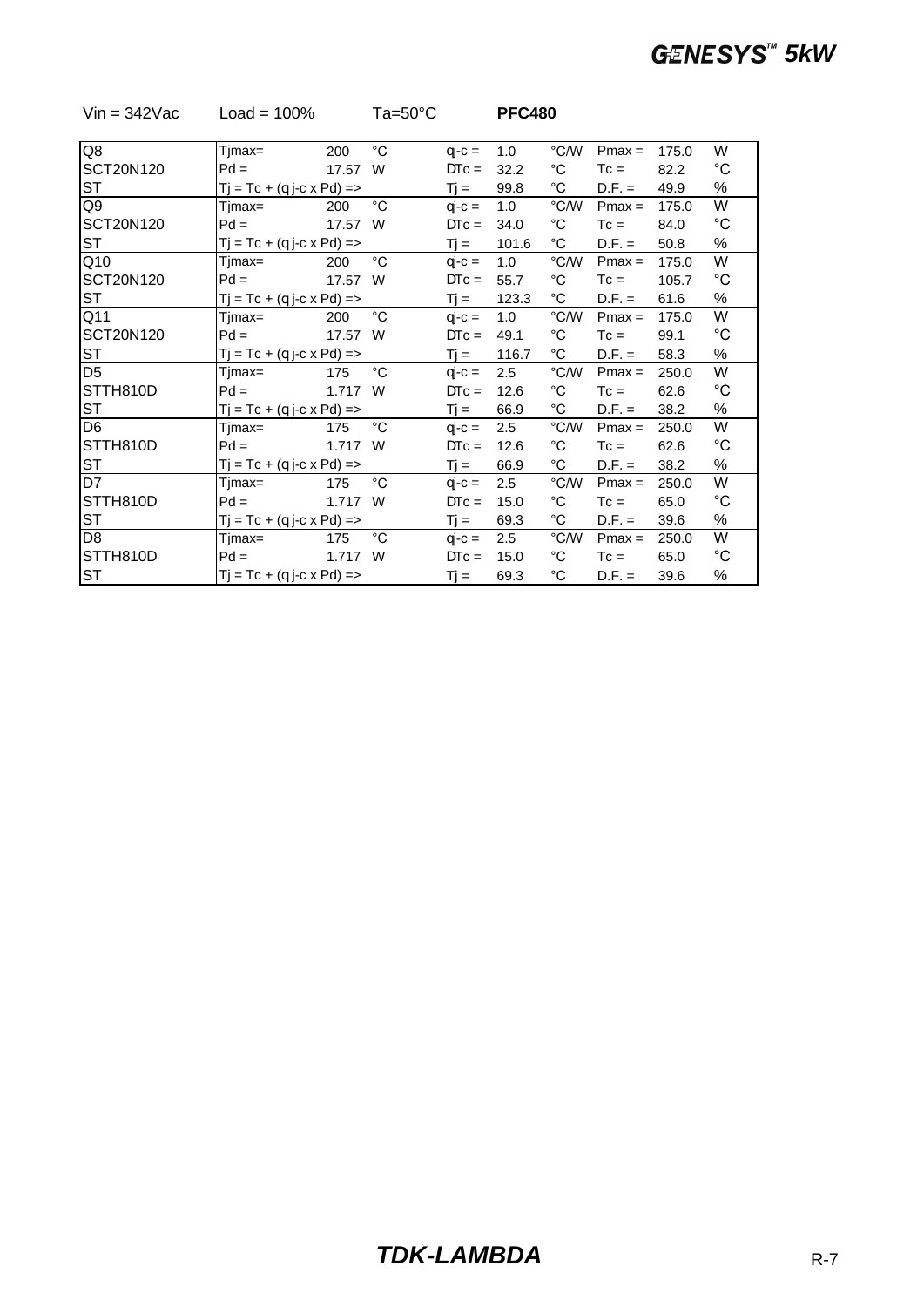Vin = 342Vac Load = 100% Ta=50°C **PFC480**

| | | | | | | | | | |
|---|---|---|---|---|---|---|---|---|---|
| Q8 | Tjmax= | 200 | °C | qj-c = | 1.0 | °C/W | Pmax = | 175.0 | W |
| SCT20N120 | Pd = | 17.57 | W | DTc = | 32.2 | °C | Tc = | 82.2 | °C |
| ST | Tj = Tc + (qj-c x Pd) => | | | Tj = | 99.8 | °C | D.F. = | 49.9 | % |
| Q9 | Tjmax= | 200 | °C | qj-c = | 1.0 | °C/W | Pmax = | 175.0 | W |
| SCT20N120 | Pd = | 17.57 | W | DTc = | 34.0 | °C | Tc = | 84.0 | °C |
| ST | Tj = Tc + (qj-c x Pd) => | | | Tj = | 101.6 | °C | D.F. = | 50.8 | % |
| Q10 | Tjmax= | 200 | °C | qj-c = | 1.0 | °C/W | Pmax = | 175.0 | W |
| SCT20N120 | Pd = | 17.57 | W | DTc = | 55.7 | °C | Tc = | 105.7 | °C |
| ST | Tj = Tc + (qj-c x Pd) => | | | Tj = | 123.3 | °C | D.F. = | 61.6 | % |
| Q11 | Tjmax= | 200 | °C | qj-c = | 1.0 | °C/W | Pmax = | 175.0 | W |
| SCT20N120 | Pd = | 17.57 | W | DTc = | 49.1 | °C | Tc = | 99.1 | °C |
| ST | Tj = Tc + (qj-c x Pd) => | | | Tj = | 116.7 | °C | D.F. = | 58.3 | % |
| D5 | Tjmax= | 175 | °C | qj-c = | 2.5 | °C/W | Pmax = | 250.0 | W |
| STTH810D | Pd = | 1.717 | W | DTc = | 12.6 | °C | Tc = | 62.6 | °C |
| ST | Tj = Tc + (qj-c x Pd) => | | | Tj = | 66.9 | °C | D.F. = | 38.2 | % |
| D6 | Tjmax= | 175 | °C | qj-c = | 2.5 | °C/W | Pmax = | 250.0 | W |
| STTH810D | Pd = | 1.717 | W | DTc = | 12.6 | °C | Tc = | 62.6 | °C |
| ST | Tj = Tc + (qj-c x Pd) => | | | Tj = | 66.9 | °C | D.F. = | 38.2 | % |
| D7 | Tjmax= | 175 | °C | qj-c = | 2.5 | °C/W | Pmax = | 250.0 | W |
| STTH810D | Pd = | 1.717 | W | DTc = | 15.0 | °C | Tc = | 65.0 | °C |
| ST | Tj = Tc + (qj-c x Pd) => | | | Tj = | 69.3 | °C | D.F. = | 39.6 | % |
| D8 | Tjmax= | 175 | °C | qj-c = | 2.5 | °C/W | Pmax = | 250.0 | W |
| STTH810D | Pd = | 1.717 | W | DTc = | 15.0 | °C | Tc = | 65.0 | °C |
| ST | Tj = Tc + (qj-c x Pd) => | | | Tj = | 69.3 | °C | D.F. = | 39.6 | % |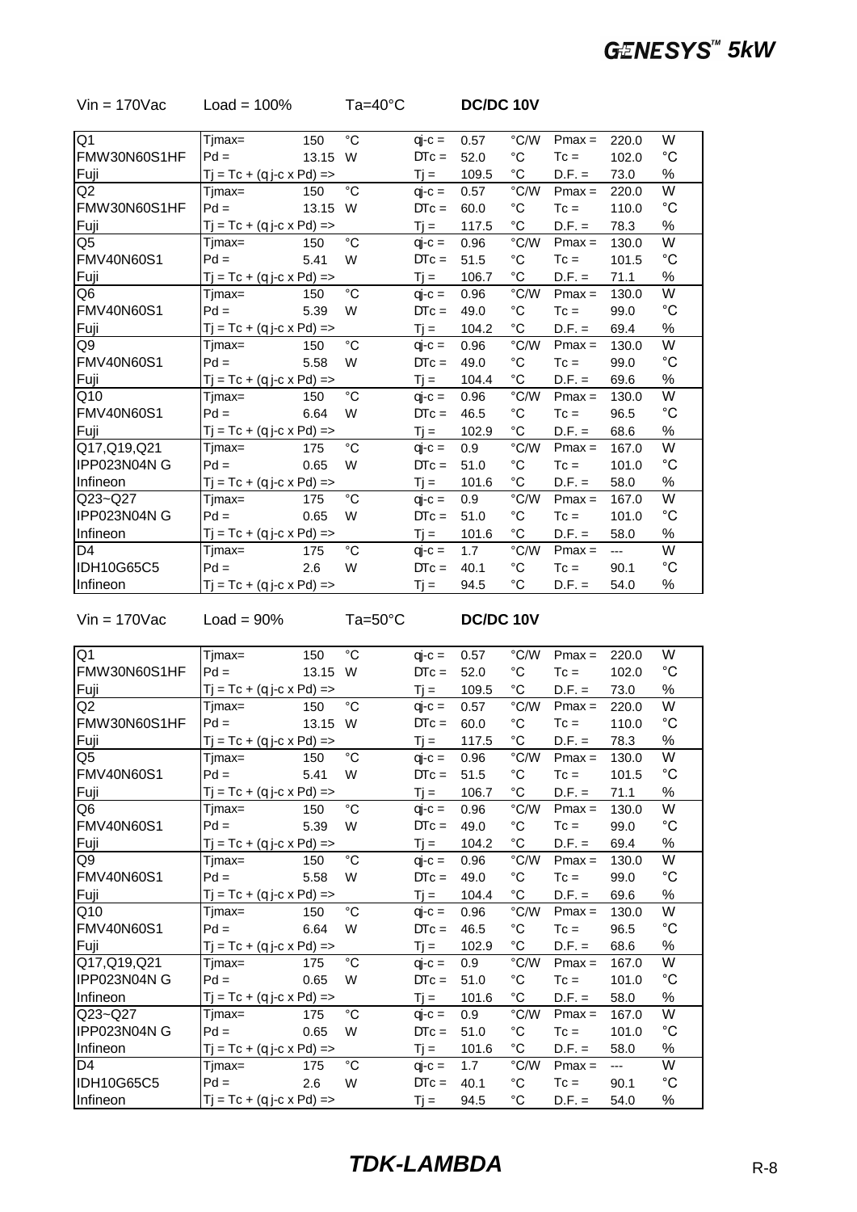Vin = 170Vac Load = 100% Ta=40°C **DC/DC 10V**

| | | | | | | | | | |
|---|---|---|---|---|---|---|---|---|---|
| Q1 | Tjmax= | 150 | °C | θj-c = | 0.57 | °C/W | Pmax = | 220.0 | W |
| FMW30N60S1HF | Pd = | 13.15 | W | ΔTc = | 52.0 | °C | Tc = | 102.0 | °C |
| Fuji | Tj = Tc + (θj-c x Pd) => | | | Tj = | 109.5 | °C | D.F. = | 73.0 | % |
| Q2 | Tjmax= | 150 | °C | θj-c = | 0.57 | °C/W | Pmax = | 220.0 | W |
| FMW30N60S1HF | Pd = | 13.15 | W | ΔTc = | 60.0 | °C | Tc = | 110.0 | °C |
| Fuji | Tj = Tc + (θj-c x Pd) => | | | Tj = | 117.5 | °C | D.F. = | 78.3 | % |
| Q5 | Tjmax= | 150 | °C | θj-c = | 0.96 | °C/W | Pmax = | 130.0 | W |
| FMV40N60S1 | Pd = | 5.41 | W | ΔTc = | 51.5 | °C | Tc = | 101.5 | °C |
| Fuji | Tj = Tc + (θj-c x Pd) => | | | Tj = | 106.7 | °C | D.F. = | 71.1 | % |
| Q6 | Tjmax= | 150 | °C | θj-c = | 0.96 | °C/W | Pmax = | 130.0 | W |
| FMV40N60S1 | Pd = | 5.39 | W | ΔTc = | 49.0 | °C | Tc = | 99.0 | °C |
| Fuji | Tj = Tc + (θj-c x Pd) => | | | Tj = | 104.2 | °C | D.F. = | 69.4 | % |
| Q9 | Tjmax= | 150 | °C | θj-c = | 0.96 | °C/W | Pmax = | 130.0 | W |
| FMV40N60S1 | Pd = | 5.58 | W | ΔTc = | 49.0 | °C | Tc = | 99.0 | °C |
| Fuji | Tj = Tc + (θj-c x Pd) => | | | Tj = | 104.4 | °C | D.F. = | 69.6 | % |
| Q10 | Tjmax= | 150 | °C | θj-c = | 0.96 | °C/W | Pmax = | 130.0 | W |
| FMV40N60S1 | Pd = | 6.64 | W | ΔTc = | 46.5 | °C | Tc = | 96.5 | °C |
| Fuji | Tj = Tc + (θj-c x Pd) => | | | Tj = | 102.9 | °C | D.F. = | 68.6 | % |
| Q17,Q19,Q21 | Tjmax= | 175 | °C | θj-c = | 0.9 | °C/W | Pmax = | 167.0 | W |
| IPP023N04N G | Pd = | 0.65 | W | ΔTc = | 51.0 | °C | Tc = | 101.0 | °C |
| Infineon | Tj = Tc + (θj-c x Pd) => | | | Tj = | 101.6 | °C | D.F. = | 58.0 | % |
| Q23~Q27 | Tjmax= | 175 | °C | θj-c = | 0.9 | °C/W | Pmax = | 167.0 | W |
| IPP023N04N G | Pd = | 0.65 | W | ΔTc = | 51.0 | °C | Tc = | 101.0 | °C |
| Infineon | Tj = Tc + (θj-c x Pd) => | | | Tj = | 101.6 | °C | D.F. = | 58.0 | % |
| D4 | Tjmax= | 175 | °C | θj-c = | 1.7 | °C/W | Pmax = | --- | W |
| IDH10G65C5 | Pd = | 2.6 | W | ΔTc = | 40.1 | °C | Tc = | 90.1 | °C |
| Infineon | Tj = Tc + (θj-c x Pd) => | | | Tj = | 94.5 | °C | D.F. = | 54.0 | % |

Vin = 170Vac Load = 90% Ta=50°C **DC/DC 10V**

| | | | | | | | | | |
|---|---|---|---|---|---|---|---|---|---|
| Q1 | Tjmax= | 150 | °C | θj-c = | 0.57 | °C/W | Pmax = | 220.0 | W |
| FMW30N60S1HF | Pd = | 13.15 | W | ΔTc = | 52.0 | °C | Tc = | 102.0 | °C |
| Fuji | Tj = Tc + (θj-c x Pd) => | | | Tj = | 109.5 | °C | D.F. = | 73.0 | % |
| Q2 | Tjmax= | 150 | °C | θj-c = | 0.57 | °C/W | Pmax = | 220.0 | W |
| FMW30N60S1HF | Pd = | 13.15 | W | ΔTc = | 60.0 | °C | Tc = | 110.0 | °C |
| Fuji | Tj = Tc + (θj-c x Pd) => | | | Tj = | 117.5 | °C | D.F. = | 78.3 | % |
| Q5 | Tjmax= | 150 | °C | θj-c = | 0.96 | °C/W | Pmax = | 130.0 | W |
| FMV40N60S1 | Pd = | 5.41 | W | ΔTc = | 51.5 | °C | Tc = | 101.5 | °C |
| Fuji | Tj = Tc + (θj-c x Pd) => | | | Tj = | 106.7 | °C | D.F. = | 71.1 | % |
| Q6 | Tjmax= | 150 | °C | θj-c = | 0.96 | °C/W | Pmax = | 130.0 | W |
| FMV40N60S1 | Pd = | 5.39 | W | ΔTc = | 49.0 | °C | Tc = | 99.0 | °C |
| Fuji | Tj = Tc + (θj-c x Pd) => | | | Tj = | 104.2 | °C | D.F. = | 69.4 | % |
| Q9 | Tjmax= | 150 | °C | θj-c = | 0.96 | °C/W | Pmax = | 130.0 | W |
| FMV40N60S1 | Pd = | 5.58 | W | ΔTc = | 49.0 | °C | Tc = | 99.0 | °C |
| Fuji | Tj = Tc + (θj-c x Pd) => | | | Tj = | 104.4 | °C | D.F. = | 69.6 | % |
| Q10 | Tjmax= | 150 | °C | θj-c = | 0.96 | °C/W | Pmax = | 130.0 | W |
| FMV40N60S1 | Pd = | 6.64 | W | ΔTc = | 46.5 | °C | Tc = | 96.5 | °C |
| Fuji | Tj = Tc + (θj-c x Pd) => | | | Tj = | 102.9 | °C | D.F. = | 68.6 | % |
| Q17,Q19,Q21 | Tjmax= | 175 | °C | θj-c = | 0.9 | °C/W | Pmax = | 167.0 | W |
| IPP023N04N G | Pd = | 0.65 | W | ΔTc = | 51.0 | °C | Tc = | 101.0 | °C |
| Infineon | Tj = Tc + (θj-c x Pd) => | | | Tj = | 101.6 | °C | D.F. = | 58.0 | % |
| Q23~Q27 | Tjmax= | 175 | °C | θj-c = | 0.9 | °C/W | Pmax = | 167.0 | W |
| IPP023N04N G | Pd = | 0.65 | W | ΔTc = | 51.0 | °C | Tc = | 101.0 | °C |
| Infineon | Tj = Tc + (θj-c x Pd) => | | | Tj = | 101.6 | °C | D.F. = | 58.0 | % |
| D4 | Tjmax= | 175 | °C | θj-c = | 1.7 | °C/W | Pmax = | --- | W |
| IDH10G65C5 | Pd = | 2.6 | W | ΔTc = | 40.1 | °C | Tc = | 90.1 | °C |
| Infineon | Tj = Tc + (θj-c x Pd) => | | | Tj = | 94.5 | °C | D.F. = | 54.0 | % |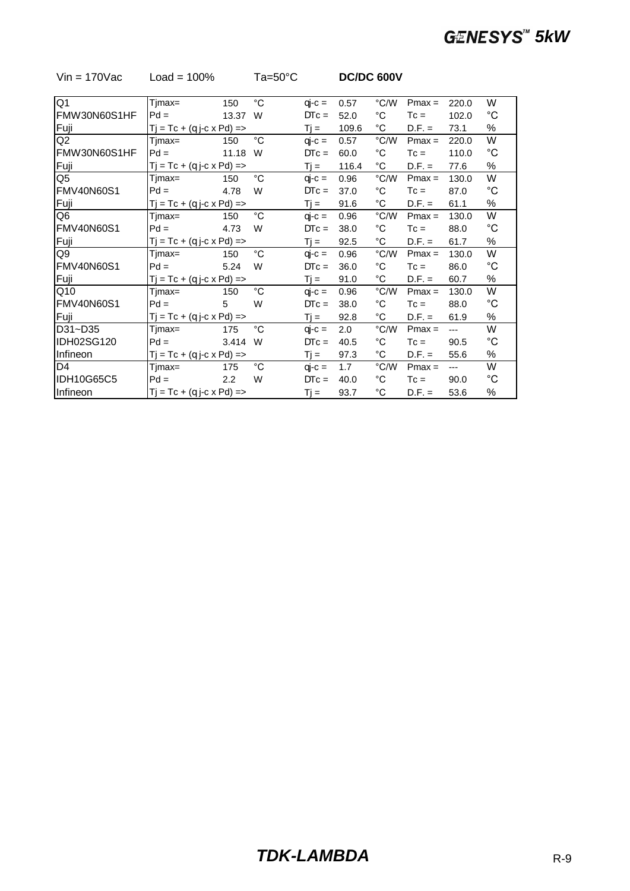Vin = 170Vac Load = 100% Ta=50°C **DC/DC 600V**

| | | | | | | | | | |
|---|---|---|---|---|---|---|---|---|---|
| Q1 | Tjmax= | 150 | °C | qj-c = | 0.57 | °C/W | Pmax = | 220.0 | W |
| FMW30N60S1HF | Pd = | 13.37 | W | DTc = | 52.0 | °C | Tc = | 102.0 | °C |
| Fuji | Tj = Tc + (qj-c x Pd) => | | | Tj = | 109.6 | °C | D.F. = | 73.1 | % |
| Q2 | Tjmax= | 150 | °C | qj-c = | 0.57 | °C/W | Pmax = | 220.0 | W |
| FMW30N60S1HF | Pd = | 11.18 | W | DTc = | 60.0 | °C | Tc = | 110.0 | °C |
| Fuji | Tj = Tc + (qj-c x Pd) => | | | Tj = | 116.4 | °C | D.F. = | 77.6 | % |
| Q5 | Tjmax= | 150 | °C | qj-c = | 0.96 | °C/W | Pmax = | 130.0 | W |
| FMV40N60S1 | Pd = | 4.78 | W | DTc = | 37.0 | °C | Tc = | 87.0 | °C |
| Fuji | Tj = Tc + (qj-c x Pd) => | | | Tj = | 91.6 | °C | D.F. = | 61.1 | % |
| Q6 | Tjmax= | 150 | °C | qj-c = | 0.96 | °C/W | Pmax = | 130.0 | W |
| FMV40N60S1 | Pd = | 4.73 | W | DTc = | 38.0 | °C | Tc = | 88.0 | °C |
| Fuji | Tj = Tc + (qj-c x Pd) => | | | Tj = | 92.5 | °C | D.F. = | 61.7 | % |
| Q9 | Tjmax= | 150 | °C | qj-c = | 0.96 | °C/W | Pmax = | 130.0 | W |
| FMV40N60S1 | Pd = | 5.24 | W | DTc = | 36.0 | °C | Tc = | 86.0 | °C |
| Fuji | Tj = Tc + (qj-c x Pd) => | | | Tj = | 91.0 | °C | D.F. = | 60.7 | % |
| Q10 | Tjmax= | 150 | °C | qj-c = | 0.96 | °C/W | Pmax = | 130.0 | W |
| FMV40N60S1 | Pd = | 5 | W | DTc = | 38.0 | °C | Tc = | 88.0 | °C |
| Fuji | Tj = Tc + (qj-c x Pd) => | | | Tj = | 92.8 | °C | D.F. = | 61.9 | % |
| D31~D35 | Tjmax= | 175 | °C | qj-c = | 2.0 | °C/W | Pmax = | --- | W |
| IDH02SG120 | Pd = | 3.414 | W | DTc = | 40.5 | °C | Tc = | 90.5 | °C |
| Infineon | Tj = Tc + (qj-c x Pd) => | | | Tj = | 97.3 | °C | D.F. = | 55.6 | % |
| D4 | Tjmax= | 175 | °C | qj-c = | 1.7 | °C/W | Pmax = | --- | W |
| IDH10G65C5 | Pd = | 2.2 | W | DTc = | 40.0 | °C | Tc = | 90.0 | °C |
| Infineon | Tj = Tc + (qj-c x Pd) => | | | Tj = | 93.7 | °C | D.F. = | 53.6 | % |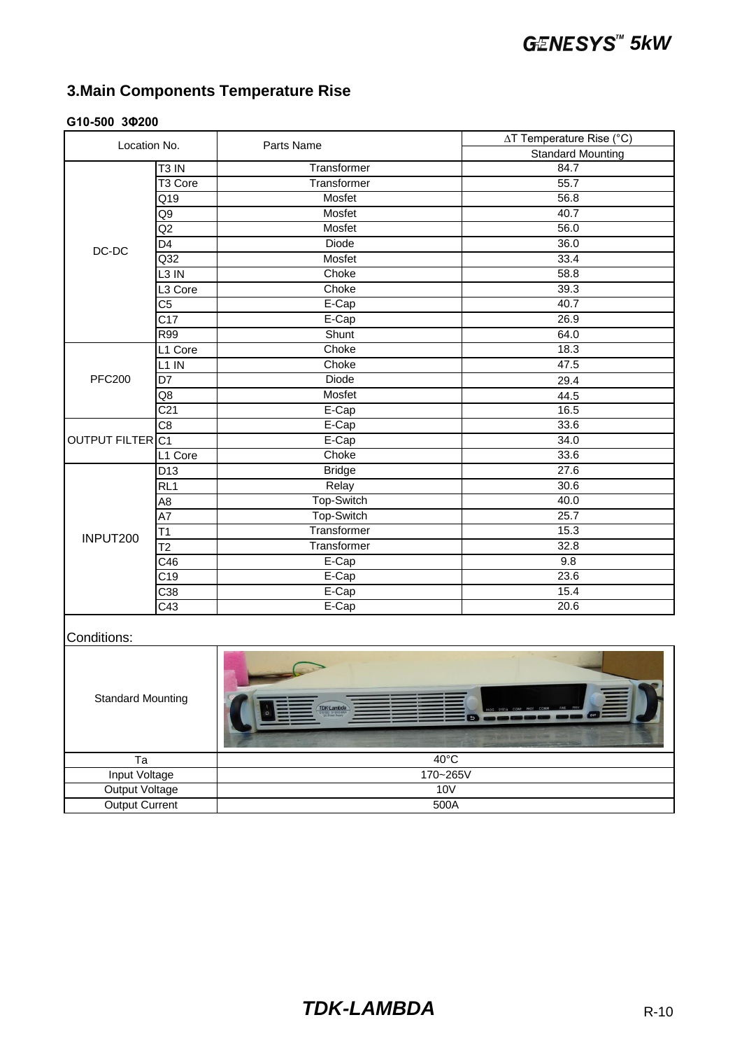## 3.Main Components Temperature Rise

**G10-500 3Φ200**

| Location No. | | Parts Name | ΔT Temperature Rise (°C) |
|---|---|---|---|
| | | | Standard Mounting |
| DC-DC | T3 IN | Transformer | 84.7 |
| | T3 Core | Transformer | 55.7 |
| | Q19 | Mosfet | 56.8 |
| | Q9 | Mosfet | 40.7 |
| | Q2 | Mosfet | 56.0 |
| | D4 | Diode | 36.0 |
| | Q32 | Mosfet | 33.4 |
| | L3 IN | Choke | 58.8 |
| | L3 Core | Choke | 39.3 |
| | C5 | E-Cap | 40.7 |
| | C17 | E-Cap | 26.9 |
| | R99 | Shunt | 64.0 |
| PFC200 | L1 Core | Choke | 18.3 |
| | L1 IN | Choke | 47.5 |
| | D7 | Diode | 29.4 |
| | Q8 | Mosfet | 44.5 |
| | C21 | E-Cap | 16.5 |
| OUTPUT FILTER | C8 | E-Cap | 33.6 |
| | C1 | E-Cap | 34.0 |
| | L1 Core | Choke | 33.6 |
| INPUT200 | D13 | Bridge | 27.6 |
| | RL1 | Relay | 30.6 |
| | A8 | Top-Switch | 40.0 |
| | A7 | Top-Switch | 25.7 |
| | T1 | Transformer | 15.3 |
| | T2 | Transformer | 32.8 |
| | C46 | E-Cap | 9.8 |
| | C19 | E-Cap | 23.6 |
| | C38 | E-Cap | 15.4 |
| | C43 | E-Cap | 20.6 |

Conditions:

| | |
|---|---|
| Standard Mounting | |
| Ta | 40°C |
| Input Voltage | 170~265V |
| Output Voltage | 10V |
| Output Current | 500A |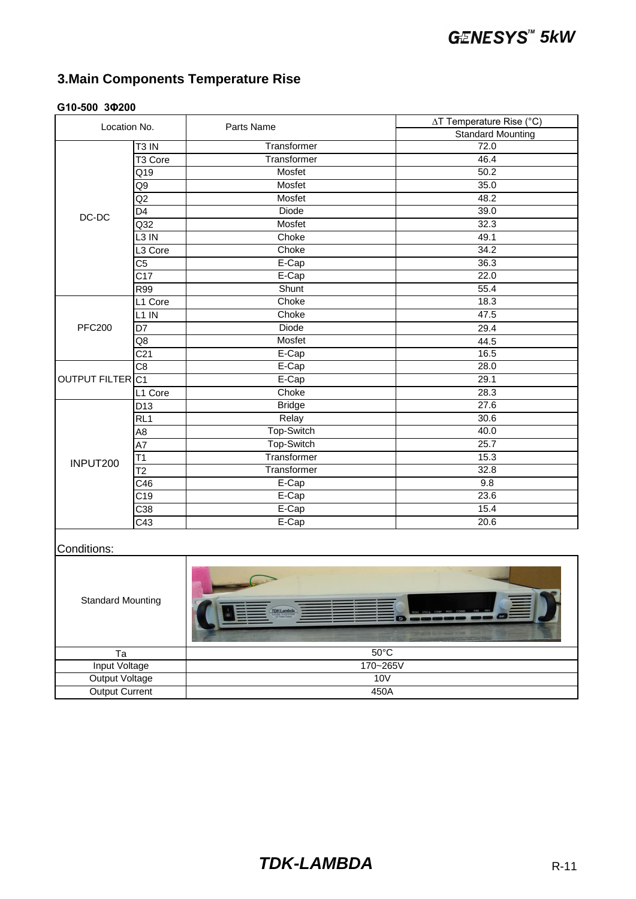## 3.Main Components Temperature Rise

**G10-500 3Φ200**

| Location | No. | Parts Name | ΔT Temperature Rise (°C) |
|---|---|---|---|
| | | | Standard Mounting |
| DC-DC | T3 IN | Transformer | 72.0 |
| | T3 Core | Transformer | 46.4 |
| | Q19 | Mosfet | 50.2 |
| | Q9 | Mosfet | 35.0 |
| | Q2 | Mosfet | 48.2 |
| | D4 | Diode | 39.0 |
| | Q32 | Mosfet | 32.3 |
| | L3 IN | Choke | 49.1 |
| | L3 Core | Choke | 34.2 |
| | C5 | E-Cap | 36.3 |
| | C17 | E-Cap | 22.0 |
| | R99 | Shunt | 55.4 |
| PFC200 | L1 Core | Choke | 18.3 |
| | L1 IN | Choke | 47.5 |
| | D7 | Diode | 29.4 |
| | Q8 | Mosfet | 44.5 |
| | C21 | E-Cap | 16.5 |
| OUTPUT FILTER | C8 | E-Cap | 28.0 |
| | C1 | E-Cap | 29.1 |
| | L1 Core | Choke | 28.3 |
| INPUT200 | D13 | Bridge | 27.6 |
| | RL1 | Relay | 30.6 |
| | A8 | Top-Switch | 40.0 |
| | A7 | Top-Switch | 25.7 |
| | T1 | Transformer | 15.3 |
| | T2 | Transformer | 32.8 |
| | C46 | E-Cap | 9.8 |
| | C19 | E-Cap | 23.6 |
| | C38 | E-Cap | 15.4 |
| | C43 | E-Cap | 20.6 |

Conditions:

| Condition | Value |
|---|---|
| Standard Mounting | |
| Ta | 50°C |
| Input Voltage | 170~265V |
| Output Voltage | 10V |
| Output Current | 450A |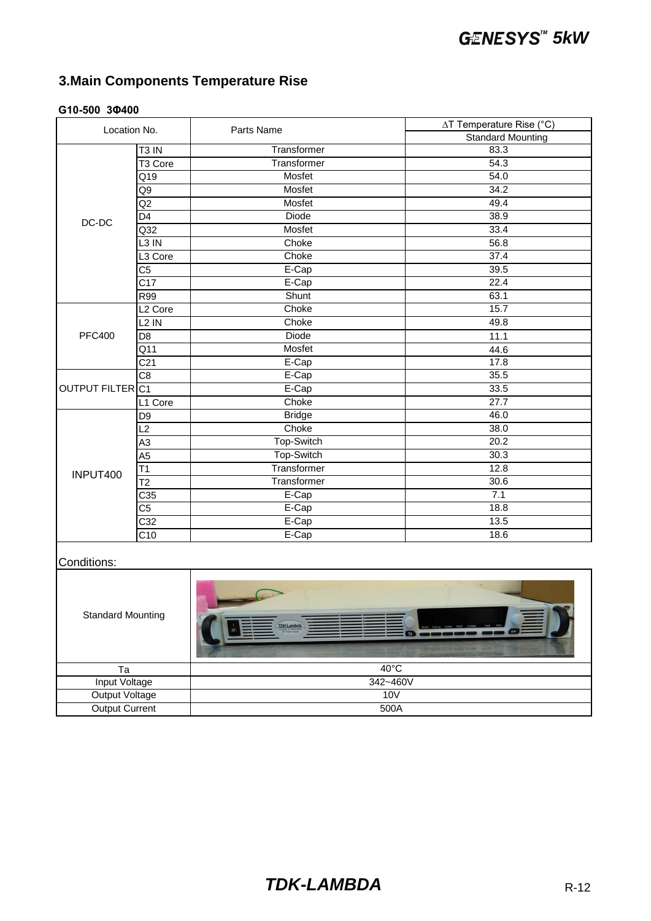## 3.Main Components Temperature Rise

**G10-500 3Φ400**

| Location | No. | Parts Name | ΔT Temperature Rise (°C) |
|---|---|---|---|
| | | | Standard Mounting |
| DC-DC | T3 IN | Transformer | 83.3 |
| | T3 Core | Transformer | 54.3 |
| | Q19 | Mosfet | 54.0 |
| | Q9 | Mosfet | 34.2 |
| | Q2 | Mosfet | 49.4 |
| | D4 | Diode | 38.9 |
| | Q32 | Mosfet | 33.4 |
| | L3 IN | Choke | 56.8 |
| | L3 Core | Choke | 37.4 |
| | C5 | E-Cap | 39.5 |
| | C17 | E-Cap | 22.4 |
| | R99 | Shunt | 63.1 |
| PFC400 | L2 Core | Choke | 15.7 |
| | L2 IN | Choke | 49.8 |
| | D8 | Diode | 11.1 |
| | Q11 | Mosfet | 44.6 |
| | C21 | E-Cap | 17.8 |
| OUTPUT FILTER | C8 | E-Cap | 35.5 |
| | C1 | E-Cap | 33.5 |
| | L1 Core | Choke | 27.7 |
| INPUT400 | D9 | Bridge | 46.0 |
| | L2 | Choke | 38.0 |
| | A3 | Top-Switch | 20.2 |
| | A5 | Top-Switch | 30.3 |
| | T1 | Transformer | 12.8 |
| | T2 | Transformer | 30.6 |
| | C35 | E-Cap | 7.1 |
| | C5 | E-Cap | 18.8 |
| | C32 | E-Cap | 13.5 |
| | C10 | E-Cap | 18.6 |

Conditions:

| Standard Mounting | |
|---|---|
| Ta | 40°C |
| Input Voltage | 342~460V |
| Output Voltage | 10V |
| Output Current | 500A |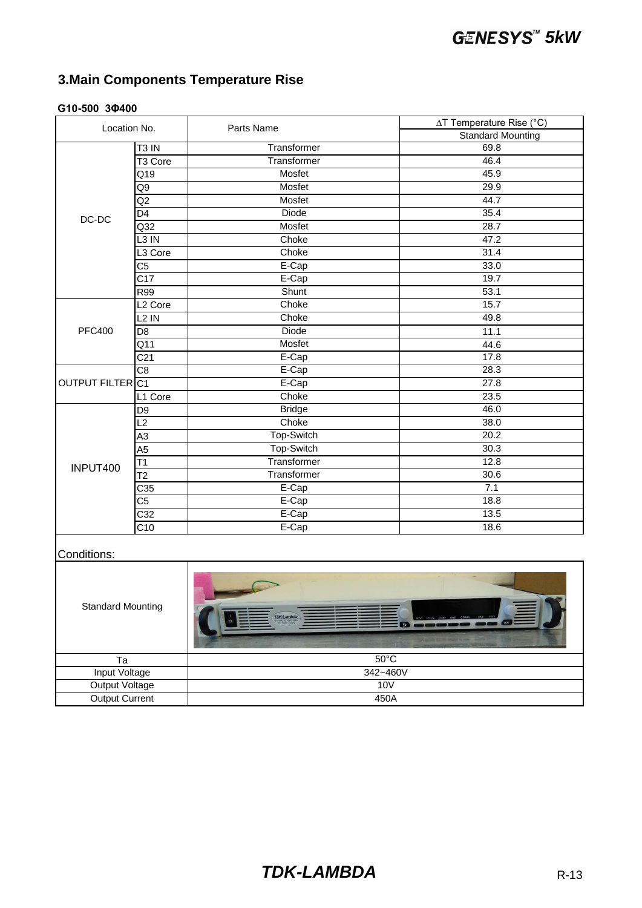## 3.Main Components Temperature Rise

**G10-500 3Φ400**

| Location No. | | Parts Name | ΔT Temperature Rise (°C) |
|---|---|---|---|
| | | | Standard Mounting |
| DC-DC | T3 IN | Transformer | 69.8 |
| | T3 Core | Transformer | 46.4 |
| | Q19 | Mosfet | 45.9 |
| | Q9 | Mosfet | 29.9 |
| | Q2 | Mosfet | 44.7 |
| | D4 | Diode | 35.4 |
| | Q32 | Mosfet | 28.7 |
| | L3 IN | Choke | 47.2 |
| | L3 Core | Choke | 31.4 |
| | C5 | E-Cap | 33.0 |
| | C17 | E-Cap | 19.7 |
| | R99 | Shunt | 53.1 |
| PFC400 | L2 Core | Choke | 15.7 |
| | L2 IN | Choke | 49.8 |
| | D8 | Diode | 11.1 |
| | Q11 | Mosfet | 44.6 |
| | C21 | E-Cap | 17.8 |
| OUTPUT FILTER | C8 | E-Cap | 28.3 |
| | C1 | E-Cap | 27.8 |
| | L1 Core | Choke | 23.5 |
| INPUT400 | D9 | Bridge | 46.0 |
| | L2 | Choke | 38.0 |
| | A3 | Top-Switch | 20.2 |
| | A5 | Top-Switch | 30.3 |
| | T1 | Transformer | 12.8 |
| | T2 | Transformer | 30.6 |
| | C35 | E-Cap | 7.1 |
| | C5 | E-Cap | 18.8 |
| | C32 | E-Cap | 13.5 |
| | C10 | E-Cap | 18.6 |

Conditions:

| Standard Mounting | |
|---|---|
| Ta | 50°C |
| Input Voltage | 342~460V |
| Output Voltage | 10V |
| Output Current | 450A |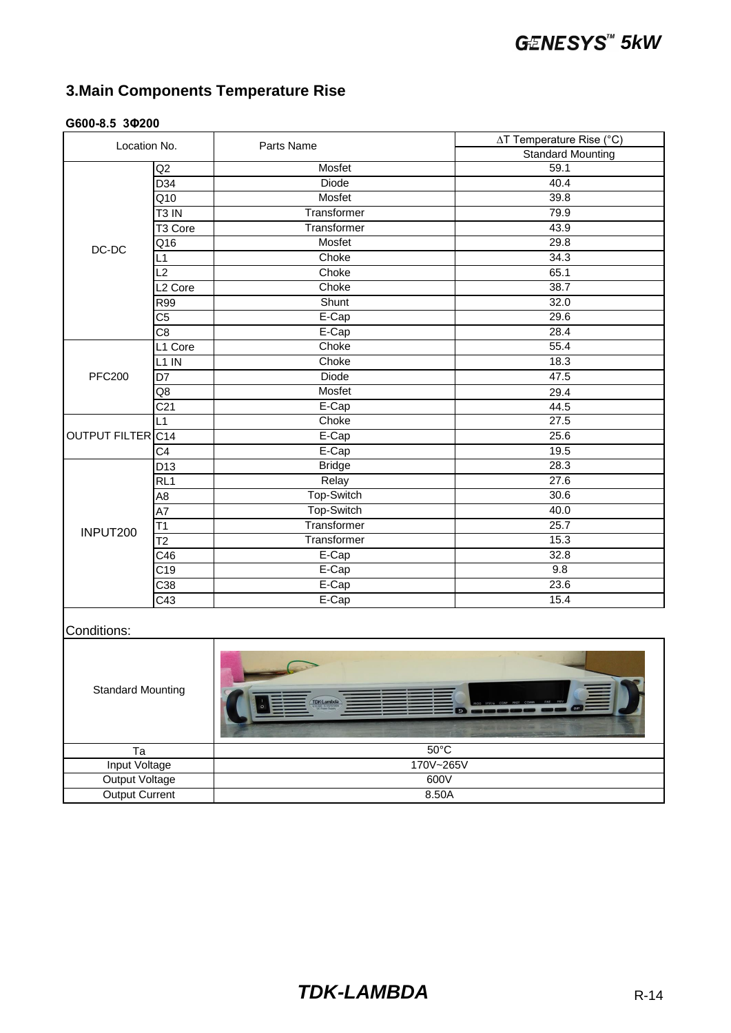## 3.Main Components Temperature Rise

**G600-8.5 3Φ200**

| Location No. | | Parts Name | ΔT Temperature Rise (°C) |
|---|---|---|---|
| | | | Standard Mounting |
| DC-DC | Q2 | Mosfet | 59.1 |
| | D34 | Diode | 40.4 |
| | Q10 | Mosfet | 39.8 |
| | T3 IN | Transformer | 79.9 |
| | T3 Core | Transformer | 43.9 |
| | Q16 | Mosfet | 29.8 |
| | L1 | Choke | 34.3 |
| | L2 | Choke | 65.1 |
| | L2 Core | Choke | 38.7 |
| | R99 | Shunt | 32.0 |
| | C5 | E-Cap | 29.6 |
| | C8 | E-Cap | 28.4 |
| PFC200 | L1 Core | Choke | 55.4 |
| | L1 IN | Choke | 18.3 |
| | D7 | Diode | 47.5 |
| | Q8 | Mosfet | 29.4 |
| | C21 | E-Cap | 44.5 |
| OUTPUT FILTER | L1 | Choke | 27.5 |
| | C14 | E-Cap | 25.6 |
| | C4 | E-Cap | 19.5 |
| INPUT200 | D13 | Bridge | 28.3 |
| | RL1 | Relay | 27.6 |
| | A8 | Top-Switch | 30.6 |
| | A7 | Top-Switch | 40.0 |
| | T1 | Transformer | 25.7 |
| | T2 | Transformer | 15.3 |
| | C46 | E-Cap | 32.8 |
| | C19 | E-Cap | 9.8 |
| | C38 | E-Cap | 23.6 |
| | C43 | E-Cap | 15.4 |

Conditions:

| Condition | Value |
|---|---|
| Standard Mounting | |
| Ta | 50°C |
| Input Voltage | 170V~265V |
| Output Voltage | 600V |
| Output Current | 8.50A |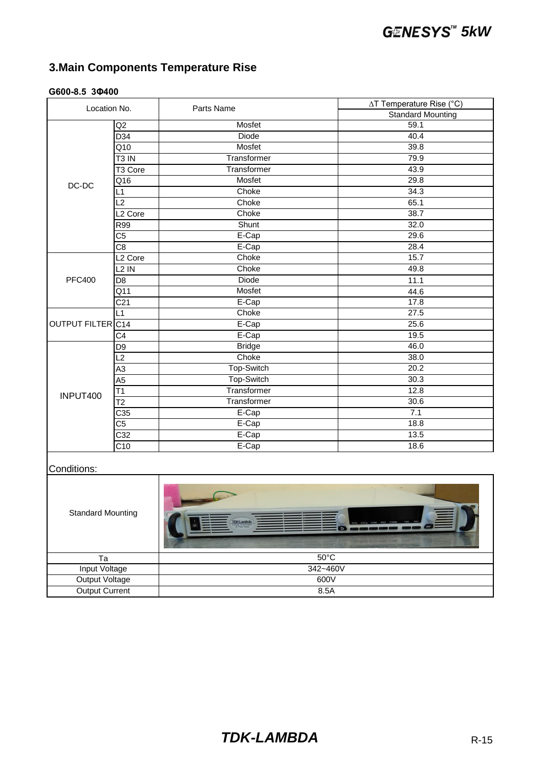## 3.Main Components Temperature Rise

**G600-8.5 3Φ400**

| Location | No. | Parts Name | ΔT Temperature Rise (°C) |
|---|---|---|---|
| | | | Standard Mounting |
| DC-DC | Q2 | Mosfet | 59.1 |
| | D34 | Diode | 40.4 |
| | Q10 | Mosfet | 39.8 |
| | T3 IN | Transformer | 79.9 |
| | T3 Core | Transformer | 43.9 |
| | Q16 | Mosfet | 29.8 |
| | L1 | Choke | 34.3 |
| | L2 | Choke | 65.1 |
| | L2 Core | Choke | 38.7 |
| | R99 | Shunt | 32.0 |
| | C5 | E-Cap | 29.6 |
| | C8 | E-Cap | 28.4 |
| PFC400 | L2 Core | Choke | 15.7 |
| | L2 IN | Choke | 49.8 |
| | D8 | Diode | 11.1 |
| | Q11 | Mosfet | 44.6 |
| | C21 | E-Cap | 17.8 |
| OUTPUT FILTER | L1 | Choke | 27.5 |
| | C14 | E-Cap | 25.6 |
| | C4 | E-Cap | 19.5 |
| INPUT400 | D9 | Bridge | 46.0 |
| | L2 | Choke | 38.0 |
| | A3 | Top-Switch | 20.2 |
| | A5 | Top-Switch | 30.3 |
| | T1 | Transformer | 12.8 |
| | T2 | Transformer | 30.6 |
| | C35 | E-Cap | 7.1 |
| | C5 | E-Cap | 18.8 |
| | C32 | E-Cap | 13.5 |
| | C10 | E-Cap | 18.6 |

Conditions:

| Standard Mounting | |
|---|---|
| Ta | 50°C |
| Input Voltage | 342~460V |
| Output Voltage | 600V |
| Output Current | 8.5A |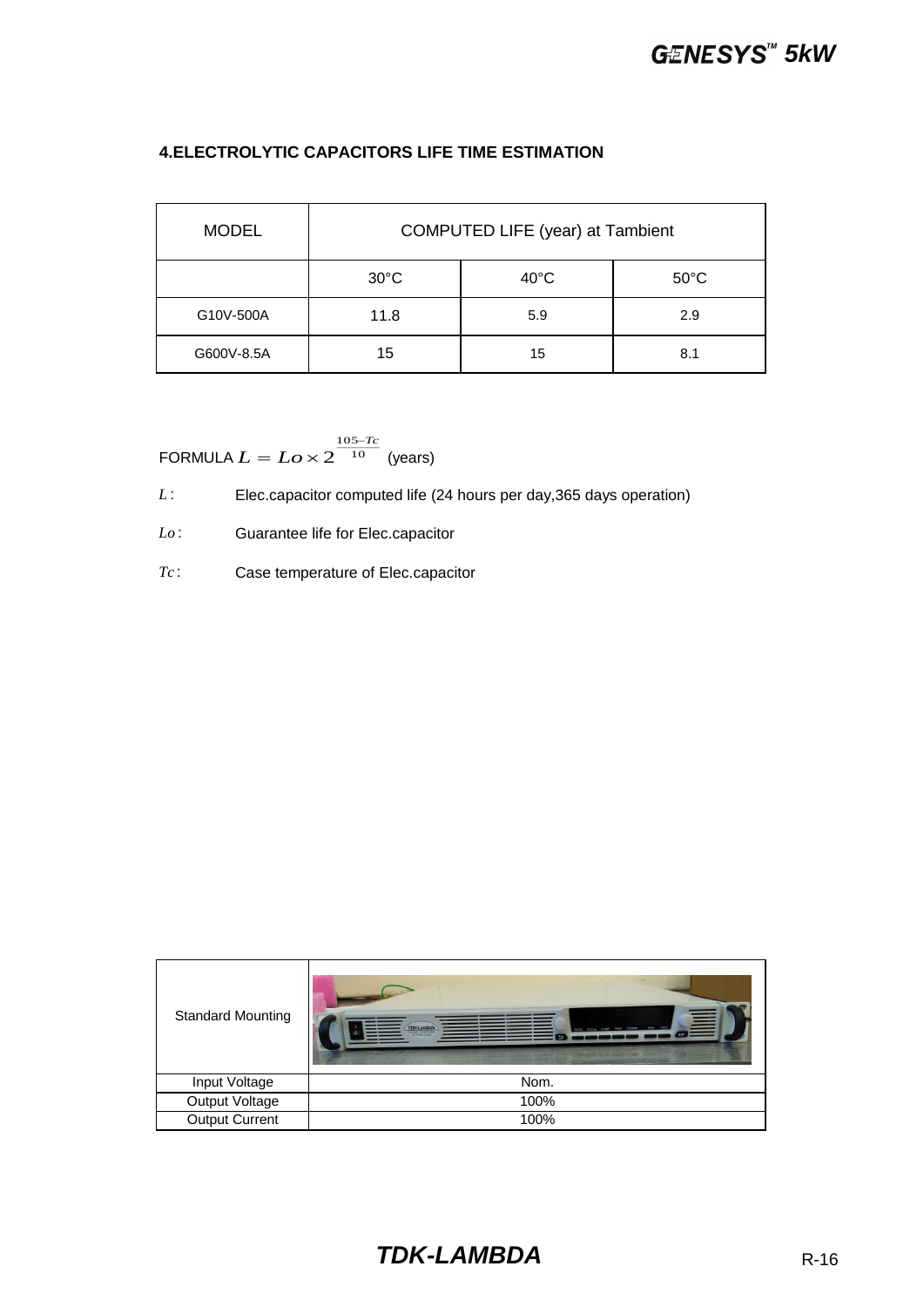## 4.ELECTROLYTIC CAPACITORS LIFE TIME ESTIMATION

| MODEL | COMPUTED LIFE (year) at Tambient | | |
|---|---|---|---|
| | 30°C | 40°C | 50°C |
| G10V-500A | 11.8 | 5.9 | 2.9 |
| G600V-8.5A | 15 | 15 | 8.1 |

FORMULA $L = Lo \times 2^{\frac{105 - Tc}{10}}$ (years)

$L$: Elec.capacitor computed life (24 hours per day,365 days operation)

$Lo$: Guarantee life for Elec.capacitor

$Tc$: Case temperature of Elec.capacitor

| Standard Mounting | |
|---|---|
| Input Voltage | Nom. |
| Output Voltage | 100% |
| Output Current | 100% |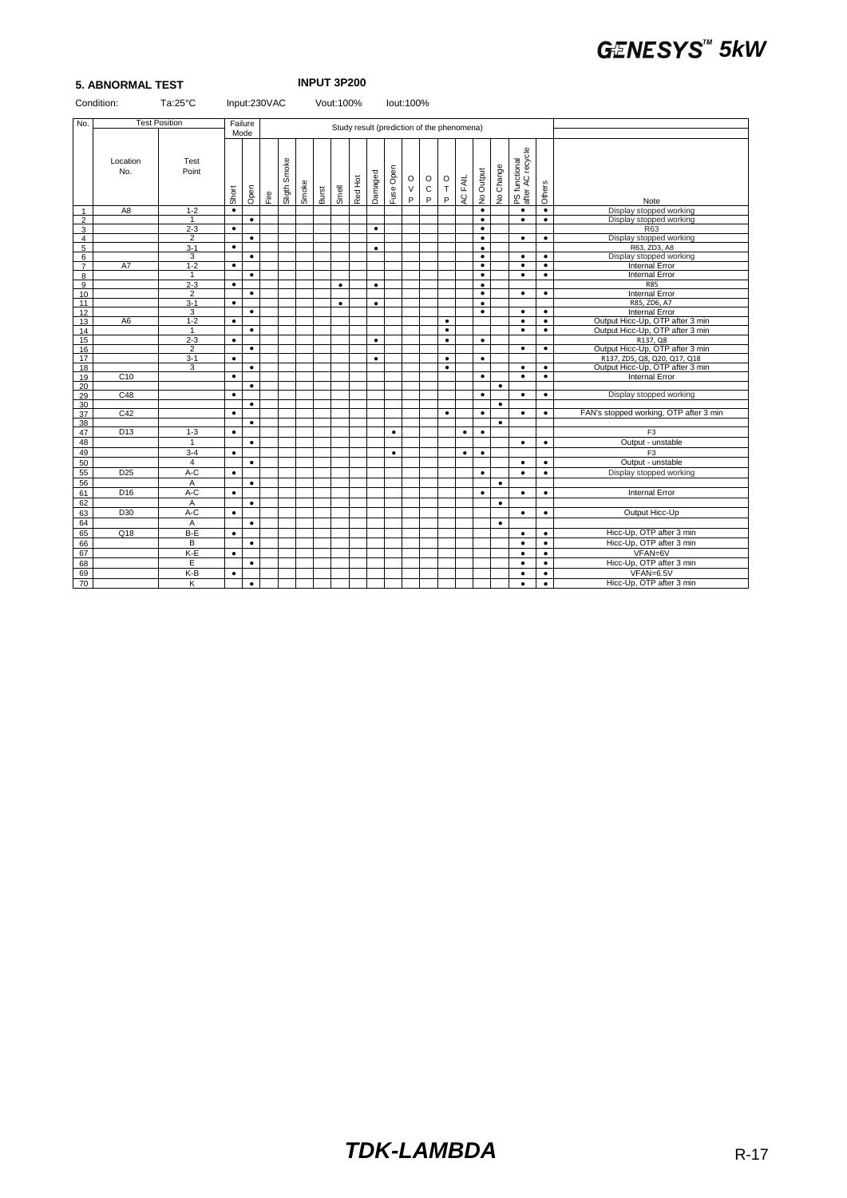## 5. ABNORMAL TEST

**INPUT 3P200**

Condition: Ta:25°C Input:230VAC Vout:100% Iout:100%

| No. | Test Position | | Failure Mode | | Study result (prediction of the phenomena) | | | | | | | | | | | | | | | | |
|---|---|---|---|---|---|---|---|---|---|---|---|---|---|---|---|---|---|---|---|---|---|
| | Location No. | Test Point | Short | Open | Fire | Sligth Smoke | Smoke | Burst | Smell | Red Hot | Damaged | Fuse Open | OVP | OCP | OTP | AC FAIL | No Output | No Change | PS functional after AC recycle | Others | Note |
| 1 | A8 | 1-2 | • | | | | | | | | | | | | | | • | | • | • | Display stopped working |
| 2 | | 1 | | • | | | | | | | | | | | | | • | | • | • | Display stopped working |
| 3 | | 2-3 | • | | | | | | | | • | | | | | | • | | | | R63 |
| 4 | | 2 | | • | | | | | | | | | | | | | • | | • | • | Display stopped working |
| 5 | | 3-1 | • | | | | | | | | • | | | | | | • | | | | R63, ZD3, A8 |
| 6 | | 3 | | • | | | | | | | | | | | | | • | | • | • | Display stopped working |
| 7 | A7 | 1-2 | • | | | | | | | | | | | | | | • | | • | • | Internal Error |
| 8 | | 1 | | • | | | | | | | | | | | | | • | | • | • | Internal Error |
| 9 | | 2-3 | • | | | | | | • | | • | | | | | | • | | | | R85 |
| 10 | | 2 | | • | | | | | | | | | | | | | • | | • | • | Internal Error |
| 11 | | 3-1 | • | | | | | | • | | • | | | | | | • | | | | R85, ZD6, A7 |
| 12 | | 3 | | • | | | | | | | | | | | | | • | | • | • | Internal Error |
| 13 | A6 | 1-2 | • | | | | | | | | | | | | • | | | | • | • | Output Hicc-Up, OTP after 3 min |
| 14 | | 1 | | • | | | | | | | | | | | • | | | | • | • | Output Hicc-Up, OTP after 3 min |
| 15 | | 2-3 | • | | | | | | | | • | | | | • | | • | | | | R137, Q8 |
| 16 | | 2 | | • | | | | | | | | | | | | | | | • | • | Output Hicc-Up, OTP after 3 min |
| 17 | | 3-1 | • | | | | | | | | • | | | | • | | • | | | | R137, ZD5, Q8, Q20, Q17, Q18 |
| 18 | | 3 | | • | | | | | | | | | | | • | | | | • | • | Output Hicc-Up, OTP after 3 min |
| 19 | C10 | | • | | | | | | | | | | | | | | • | | • | • | Internal Error |
| 20 | | | | • | | | | | | | | | | | | | | • | | | |
| 29 | C48 | | • | | | | | | | | | | | | | | • | | • | • | Display stopped working |
| 30 | | | | • | | | | | | | | | | | | | | • | | | |
| 37 | C42 | | • | | | | | | | | | | | | • | | • | | • | • | FAN's stopped working, OTP after 3 min |
| 38 | | | | • | | | | | | | | | | | | | | • | | | |
| 47 | D13 | 1-3 | • | | | | | | | | | • | | | | • | • | | | | F3 |
| 48 | | 1 | | • | | | | | | | | | | | | | | | • | • | Output - unstable |
| 49 | | 3-4 | • | | | | | | | | | • | | | | • | • | | | | F3 |
| 50 | | 4 | | • | | | | | | | | | | | | | | | • | • | Output - unstable |
| 55 | D25 | A-C | • | | | | | | | | | | | | | | • | | • | • | Display stopped working |
| 56 | | A | | • | | | | | | | | | | | | | | • | | | |
| 61 | D16 | A-C | • | | | | | | | | | | | | | | • | | • | • | Internal Error |
| 62 | | A | | • | | | | | | | | | | | | | | • | | | |
| 63 | D30 | A-C | • | | | | | | | | | | | | | | | | • | • | Output Hicc-Up |
| 64 | | A | | • | | | | | | | | | | | | | | • | | | |
| 65 | Q18 | B-E | • | | | | | | | | | | | | | | | | • | • | Hicc-Up, OTP after 3 min |
| 66 | | B | | • | | | | | | | | | | | | | | | • | • | Hicc-Up, OTP after 3 min |
| 67 | | K-E | • | | | | | | | | | | | | | | | | • | • | VFAN=6V |
| 68 | | E | | • | | | | | | | | | | | | | | | • | • | Hicc-Up, OTP after 3 min |
| 69 | | K-B | • | | | | | | | | | | | | | | | | • | • | VFAN=6.5V |
| 70 | | K | | • | | | | | | | | | | | | | | | • | • | Hicc-Up, OTP after 3 min |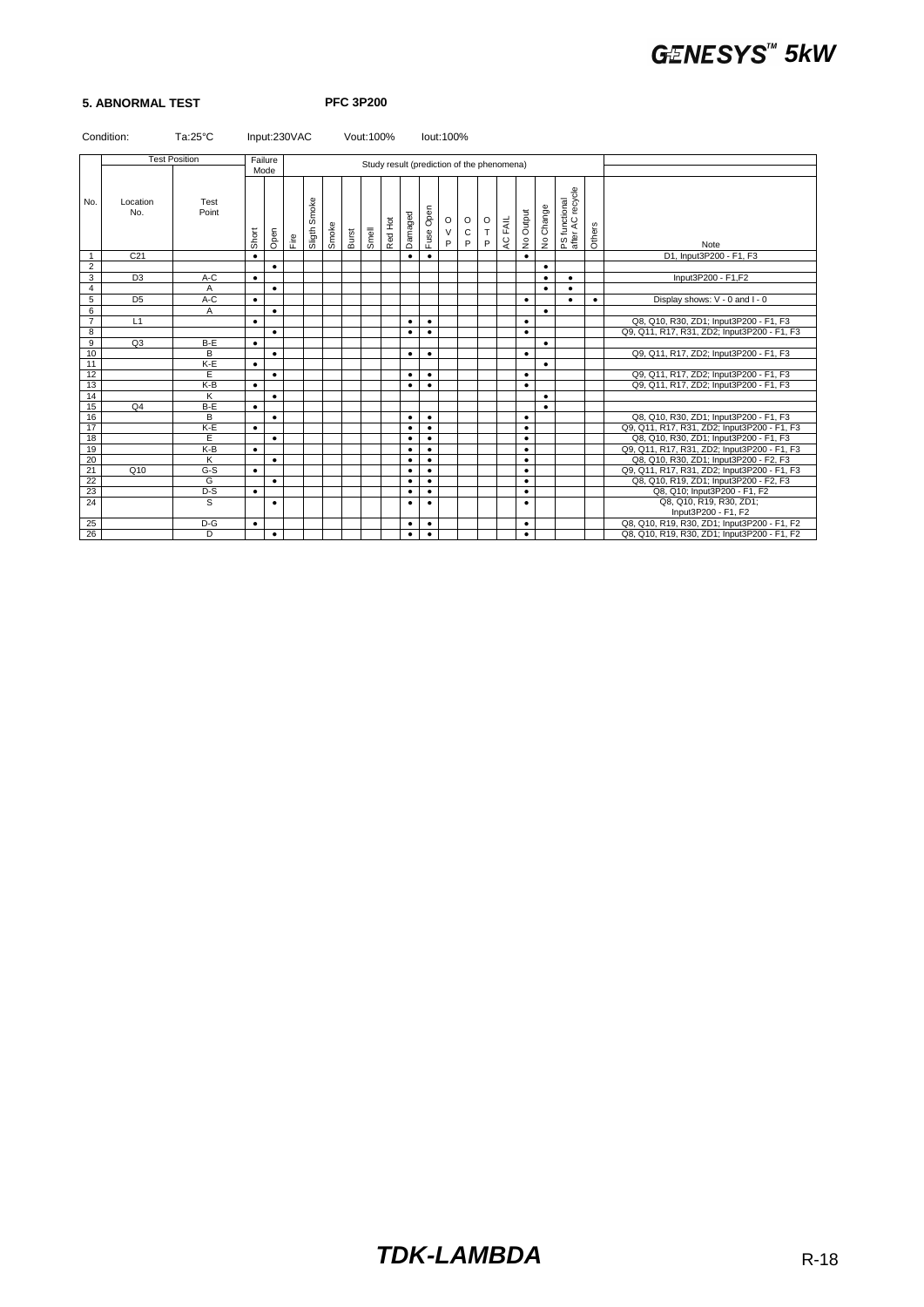**5. ABNORMAL TEST** **PFC 3P200**

Condition: Ta:25°C Input:230VAC Vout:100% Iout:100%

| No. | Test Position | | Failure Mode | | Study result (prediction of the phenomena) | | | | | | | | | | | | | | | | Note |
|---|---|---|---|---|---|---|---|---|---|---|---|---|---|---|---|---|---|---|---|---|---|
| | Location No. | Test Point | Short | Open | Fire | Sligth Smoke | Smoke | Burst | Smell | Red Hot | Damaged | Fuse Open | OVP | OCP | OTP | AC FAIL | No Output | No Change | PS functional after AC recycle | Others | |
| 1 | C21 | | ● | | | | | | | | ● | ● | | | | | ● | | | | D1, Input3P200 - F1, F3 |
| 2 | | | | ● | | | | | | | | | | | | | | ● | | | |
| 3 | D3 | A-C | ● | | | | | | | | | | | | | | | ● | ● | | Input3P200 - F1,F2 |
| 4 | | A | | ● | | | | | | | | | | | | | | ● | ● | | |
| 5 | D5 | A-C | ● | | | | | | | | | | | | | | ● | | ● | ● | Display shows: V - 0 and I - 0 |
| 6 | | A | | ● | | | | | | | | | | | | | | ● | | | |
| 7 | L1 | | ● | | | | | | | | ● | ● | | | | | ● | | | | Q8, Q10, R30, ZD1; Input3P200 - F1, F3 |
| 8 | | | | ● | | | | | | | ● | ● | | | | | ● | | | | Q9, Q11, R17, R31, ZD2; Input3P200 - F1, F3 |
| 9 | Q3 | B-E | ● | | | | | | | | | | | | | | | ● | | | |
| 10 | | B | | ● | | | | | | | ● | ● | | | | | ● | | | | Q9, Q11, R17, ZD2; Input3P200 - F1, F3 |
| 11 | | K-E | ● | | | | | | | | | | | | | | | ● | | | |
| 12 | | E | | ● | | | | | | | ● | ● | | | | | ● | | | | Q9, Q11, R17, ZD2; Input3P200 - F1, F3 |
| 13 | | K-B | ● | | | | | | | | ● | ● | | | | | ● | | | | Q9, Q11, R17, ZD2; Input3P200 - F1, F3 |
| 14 | | K | | ● | | | | | | | | | | | | | | ● | | | |
| 15 | Q4 | B-E | ● | | | | | | | | | | | | | | | ● | | | |
| 16 | | B | | ● | | | | | | | ● | ● | | | | | ● | | | | Q8, Q10, R30, ZD1; Input3P200 - F1, F3 |
| 17 | | K-E | ● | | | | | | | | ● | ● | | | | | ● | | | | Q9, Q11, R17, R31, ZD2; Input3P200 - F1, F3 |
| 18 | | E | | ● | | | | | | | ● | ● | | | | | ● | | | | Q8, Q10, R30, ZD1; Input3P200 - F1, F3 |
| 19 | | K-B | ● | | | | | | | | ● | ● | | | | | ● | | | | Q9, Q11, R17, R31, ZD2; Input3P200 - F1, F3 |
| 20 | | K | | ● | | | | | | | ● | ● | | | | | ● | | | | Q8, Q10, R30, ZD1; Input3P200 - F2, F3 |
| 21 | Q10 | G-S | ● | | | | | | | | ● | ● | | | | | ● | | | | Q9, Q11, R17, R31, ZD2; Input3P200 - F1, F3 |
| 22 | | G | | ● | | | | | | | ● | ● | | | | | ● | | | | Q8, Q10, R19, ZD1; Input3P200 - F2, F3 |
| 23 | | D-S | ● | | | | | | | | ● | ● | | | | | ● | | | | Q8, Q10; Input3P200 - F1, F2 |
| 24 | | S | | ● | | | | | | | ● | ● | | | | | ● | | | | Q8, Q10, R19, R30, ZD1; Input3P200 - F1, F2 |
| 25 | | D-G | ● | | | | | | | | ● | ● | | | | | ● | | | | Q8, Q10, R19, R30, ZD1; Input3P200 - F1, F2 |
| 26 | | D | | ● | | | | | | | ● | ● | | | | | ● | | | | Q8, Q10, R19, R30, ZD1; Input3P200 - F1, F2 |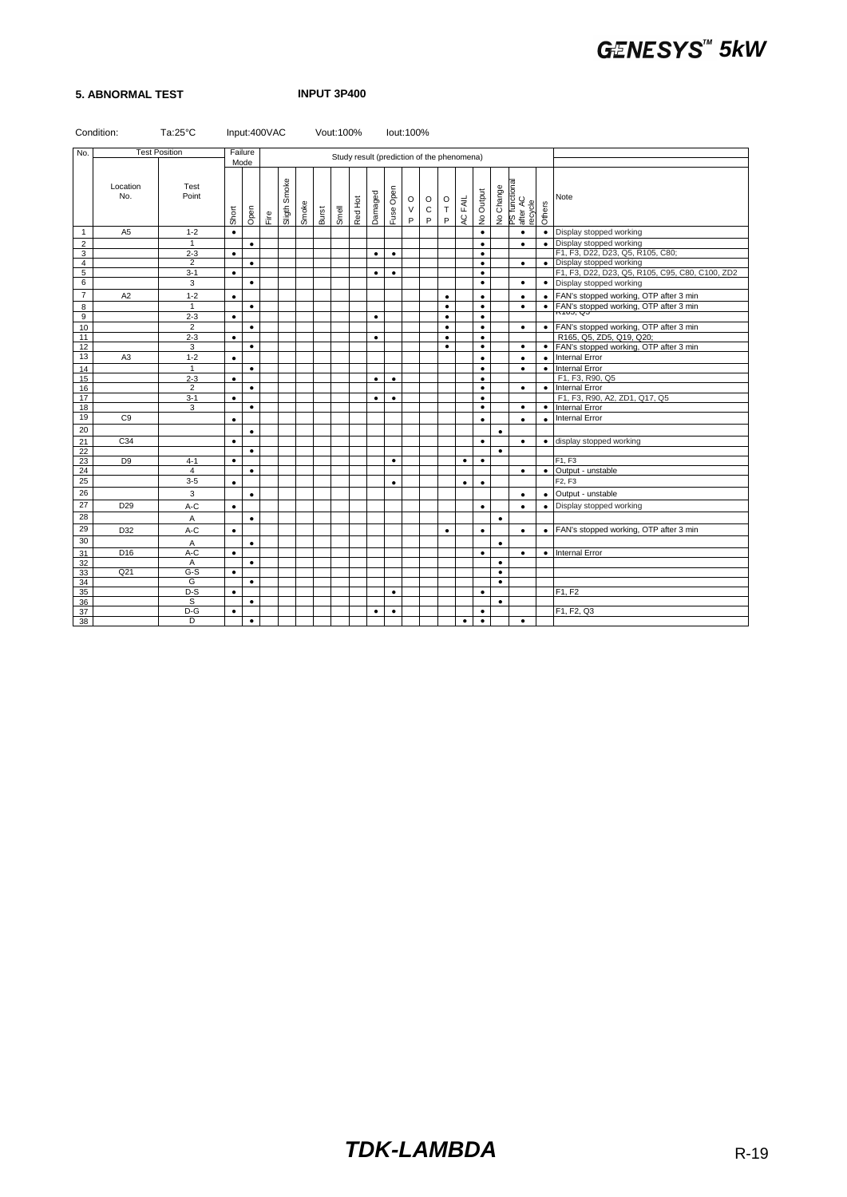**5. ABNORMAL TEST** **INPUT 3P400**

Condition: Ta:25°C Input:400VAC Vout:100% Iout:100%

| No. | Test Position | | Failure Mode | | Study result (prediction of the phenomena) | | | | | | | | | | | | | | | | | Note |
|---|---|---|---|---|---|---|---|---|---|---|---|---|---|---|---|---|---|---|---|---|---|---|
| | Location No. | Test Point | Short | Open | Fire | Sligth Smoke | Smoke | Burst | Smell | Red Hot | Damaged | Fuse Open | OVP | OCP | OTP | AC FAIL | No Output | No Change | PS functional after AC recycle | Others | | Note |
| 1 | A5 | 1-2 | ● | | | | | | | | | | | | | | ● | | ● | ● | | Display stopped working |
| 2 | | 1 | | ● | | | | | | | | | | | | | ● | | ● | ● | | Display stopped working |
| 3 | | 2-3 | ● | | | | | | | | ● | ● | | | | | ● | | | | | F1, F3, D22, D23, Q5, R105, C80; |
| 4 | | 2 | | ● | | | | | | | | | | | | | ● | | ● | ● | | Display stopped working |
| 5 | | 3-1 | ● | | | | | | | | ● | ● | | | | | ● | | | | | F1, F3, D22, D23, Q5, R105, C95, C80, C100, ZD2 |
| 6 | | 3 | | ● | | | | | | | | | | | | | ● | | ● | ● | | Display stopped working |
| 7 | A2 | 1-2 | ● | | | | | | | | | | | | ● | | ● | | ● | ● | | FAN's stopped working, OTP after 3 min |
| 8 | | 1 | | ● | | | | | | | | | | | ● | | ● | | ● | ● | | FAN's stopped working, OTP after 3 min |
| 9 | | 2-3 | ● | | | | | | | | ● | | | | ● | | ● | | | | | R165, Q5 |
| 10 | | 2 | | ● | | | | | | | | | | | ● | | ● | | ● | ● | | FAN's stopped working, OTP after 3 min |
| 11 | | 2-3 | ● | | | | | | | | ● | | | | ● | | ● | | | | | R165, Q5, ZD5, Q19, Q20; |
| 12 | | 3 | | ● | | | | | | | | | | | ● | | ● | | ● | ● | | FAN's stopped working, OTP after 3 min |
| 13 | A3 | 1-2 | ● | | | | | | | | | | | | | | ● | | ● | ● | | Internal Error |
| 14 | | 1 | | ● | | | | | | | | | | | | | ● | | ● | ● | | Internal Error |
| 15 | | 2-3 | ● | | | | | | | | ● | ● | | | | | ● | | | | | F1, F3, R90, Q5 |
| 16 | | 2 | | ● | | | | | | | | | | | | | ● | | ● | ● | | Internal Error |
| 17 | | 3-1 | ● | | | | | | | | ● | ● | | | | | ● | | | | | F1, F3, R90, A2, ZD1, Q17, Q5 |
| 18 | | 3 | | ● | | | | | | | | | | | | | ● | | ● | ● | | Internal Error |
| 19 | C9 | | ● | | | | | | | | | | | | | | ● | | ● | ● | | Internal Error |
| 20 | | | | ● | | | | | | | | | | | | | | ● | | | | |
| 21 | C34 | | ● | | | | | | | | | | | | | | ● | | ● | ● | | display stopped working |
| 22 | | | | ● | | | | | | | | | | | | | | ● | | | | |
| 23 | D9 | 4-1 | ● | | | | | | | | | ● | | | | ● | ● | | | | | F1, F3 |
| 24 | | 4 | | ● | | | | | | | | | | | | | | | ● | ● | | Output - unstable |
| 25 | | 3-5 | ● | | | | | | | | | ● | | | | ● | ● | | | | | F2, F3 |
| 26 | | 3 | | ● | | | | | | | | | | | | | | | ● | ● | | Output - unstable |
| 27 | D29 | A-C | ● | | | | | | | | | | | | | | ● | | ● | ● | | Display stopped working |
| 28 | | A | | ● | | | | | | | | | | | | | | ● | | | | |
| 29 | D32 | A-C | ● | | | | | | | | | | | | ● | | ● | | ● | ● | | FAN's stopped working, OTP after 3 min |
| 30 | | A | | ● | | | | | | | | | | | | | | ● | | | | |
| 31 | D16 | A-C | ● | | | | | | | | | | | | | | ● | | ● | ● | | Internal Error |
| 32 | | A | | ● | | | | | | | | | | | | | | ● | | | | |
| 33 | Q21 | G-S | ● | | | | | | | | | | | | | | | ● | | | | |
| 34 | | G | | ● | | | | | | | | | | | | | | ● | | | | |
| 35 | | D-S | ● | | | | | | | | | ● | | | | | ● | | | | | F1, F2 |
| 36 | | S | | ● | | | | | | | | | | | | | | ● | | | | |
| 37 | | D-G | ● | | | | | | | | ● | ● | | | | | ● | | | | | F1, F2, Q3 |
| 38 | | D | | ● | | | | | | | | | | | | ● | ● | | ● | | | |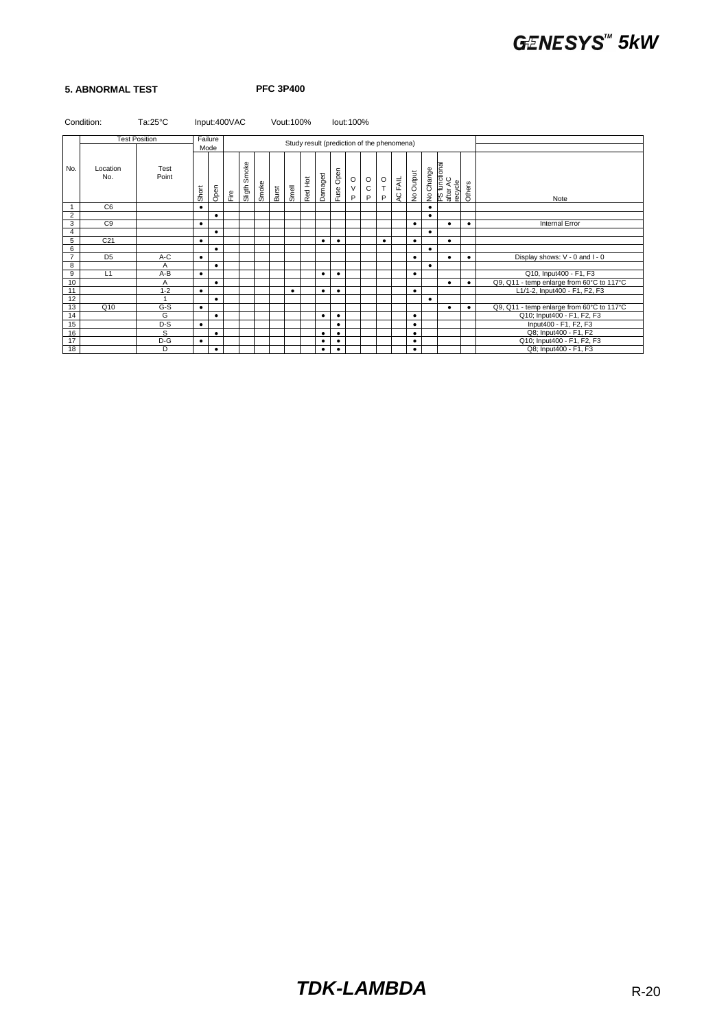## 5. ABNORMAL TEST

**PFC 3P400**

Condition: Ta:25°C Input:400VAC Vout:100% Iout:100%

| No. | Test Position | | Failure Mode | | Study result (prediction of the phenomena) | | | | | | | | | | | | | | | | | Note |
|---|---|---|---|---|---|---|---|---|---|---|---|---|---|---|---|---|---|---|---|---|---|---|
| | Location No. | Test Point | Short | Open | Fire | Sligth Smoke | Smoke | Burst | Smell | Red Hot | Damaged | Fuse Open | OVP | OCP | OTP | AC FAIL | No Output | No Change | PS functional after AC recycle | Others | | Note |
| 1 | C6 | | ● | | | | | | | | | | | | | | | ● | | | | |
| 2 | | | | ● | | | | | | | | | | | | | | ● | | | | |
| 3 | C9 | | ● | | | | | | | | | | | | | | ● | | ● | ● | | Internal Error |
| 4 | | | | ● | | | | | | | | | | | | | | ● | | | | |
| 5 | C21 | | ● | | | | | | | | ● | ● | | | ● | | ● | | ● | | | |
| 6 | | | | ● | | | | | | | | | | | | | | ● | | | | |
| 7 | D5 | A-C | ● | | | | | | | | | | | | | | ● | | ● | ● | | Display shows: V - 0 and I - 0 |
| 8 | | A | | ● | | | | | | | | | | | | | | ● | | | | |
| 9 | L1 | A-B | ● | | | | | | | | ● | ● | | | | | ● | | | | | Q10, Input400 - F1, F3 |
| 10 | | A | | ● | | | | | | | | | | | | | | | ● | ● | | Q9, Q11 - temp enlarge from 60°C to 117°C |
| 11 | | 1-2 | ● | | | | | | ● | | ● | ● | | | | | ● | | | | | L1/1-2, Input400 - F1, F2, F3 |
| 12 | | 1 | | ● | | | | | | | | | | | | | | ● | | | | |
| 13 | Q10 | G-S | ● | | | | | | | | | | | | | | | | ● | ● | | Q9, Q11 - temp enlarge from 60°C to 117°C |
| 14 | | G | | ● | | | | | | | ● | ● | | | | | ● | | | | | Q10; Input400 - F1, F2, F3 |
| 15 | | D-S | ● | | | | | | | | | ● | | | | | ● | | | | | Input400 - F1, F2, F3 |
| 16 | | S | | ● | | | | | | | ● | ● | | | | | ● | | | | | Q8; Input400 - F1, F2 |
| 17 | | D-G | ● | | | | | | | | ● | ● | | | | | ● | | | | | Q10; Input400 - F1, F2, F3 |
| 18 | | D | | ● | | | | | | | ● | ● | | | | | ● | | | | | Q8; Input400 - F1, F3 |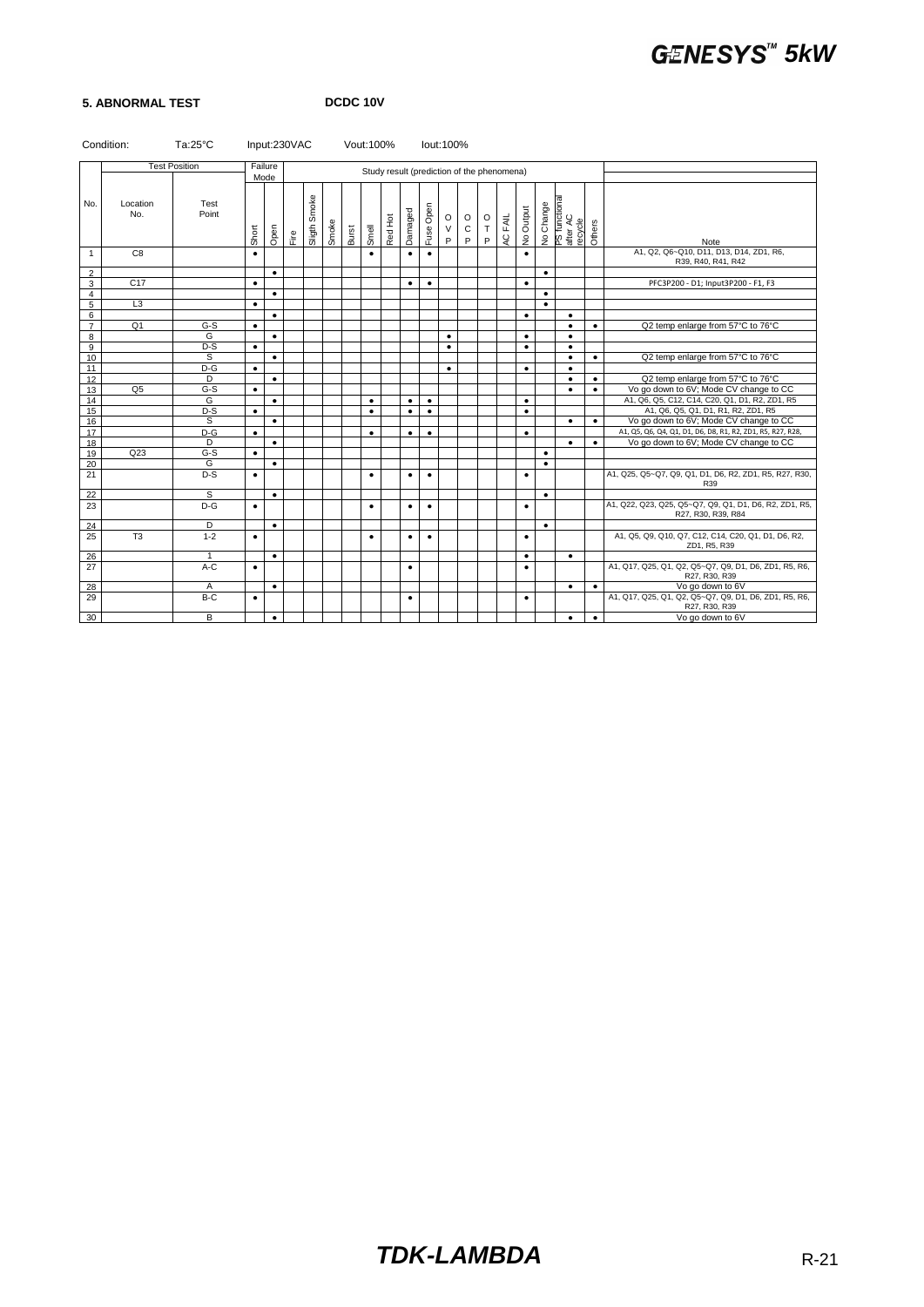**5. ABNORMAL TEST** **DCDC 10V**

Condition: Ta:25°C Input:230VAC Vout:100% Iout:100%

| No. | Test Position | | Failure Mode | | Study result (prediction of the phenomena) | | | | | | | | | | | | | | | | | Note |
|---|---|---|---|---|---|---|---|---|---|---|---|---|---|---|---|---|---|---|---|---|---|---|
| | Location No. | Test Point | Short | Open | Fire | Sligth Smoke | Smoke | Burst | Smell | Red Hot | Damaged | Fuse Open | OVP | OCP | OTP | AC FAIL | No Output | No Change | PS functional after AC recycle | Others | | Note |
| 1 | C8 | | ● | | | | | | ● | | ● | ● | | | | | ● | | | | | A1, Q2, Q6~Q10, D11, D13, D14, ZD1, R6, R39, R40, R41, R42 |
| 2 | | | | ● | | | | | | | | | | | | | | ● | | | | |
| 3 | C17 | | ● | | | | | | | | ● | ● | | | | | ● | | | | | PFC3P200 - D1; Input3P200 - F1, F3 |
| 4 | | | | ● | | | | | | | | | | | | | | ● | | | | |
| 5 | L3 | | ● | | | | | | | | | | | | | | | ● | | | | |
| 6 | | | | ● | | | | | | | | | | | | | ● | | ● | | | |
| 7 | Q1 | G-S | ● | | | | | | | | | | | | | | | | ● | ● | | Q2 temp enlarge from 57°C to 76°C |
| 8 | | G | | ● | | | | | | | | | ● | | | | ● | | ● | | | |
| 9 | | D-S | ● | | | | | | | | | | ● | | | | ● | | ● | | | |
| 10 | | S | | ● | | | | | | | | | | | | | | | ● | ● | | Q2 temp enlarge from 57°C to 76°C |
| 11 | | D-G | ● | | | | | | | | | | ● | | | | ● | | ● | | | |
| 12 | | D | | ● | | | | | | | | | | | | | | | ● | ● | | Q2 temp enlarge from 57°C to 76°C |
| 13 | Q5 | G-S | ● | | | | | | | | | | | | | | | | ● | ● | | Vo go down to 6V; Mode CV change to CC |
| 14 | | G | | ● | | | | | ● | | ● | ● | | | | | ● | | | | | A1, Q6, Q5, C12, C14, C20, Q1, D1, R2, ZD1, R5 |
| 15 | | D-S | ● | | | | | | ● | | ● | ● | | | | | ● | | | | | A1, Q6, Q5, Q1, D1, R1, R2, ZD1, R5 |
| 16 | | S | | ● | | | | | | | | | | | | | | | ● | ● | | Vo go down to 6V; Mode CV change to CC |
| 17 | | D-G | ● | | | | | | ● | | ● | ● | | | | | ● | | | | | A1, Q5, Q6, Q4, Q1, D1, D6, D8, R1, R2, ZD1, R5, R27, R28, |
| 18 | | D | | ● | | | | | | | | | | | | | | | ● | ● | | Vo go down to 6V; Mode CV change to CC |
| 19 | Q23 | G-S | ● | | | | | | | | | | | | | | | ● | | | | |
| 20 | | G | | ● | | | | | | | | | | | | | | ● | | | | |
| 21 | | D-S | ● | | | | | | ● | | ● | ● | | | | | ● | | | | | A1, Q25, Q5~Q7, Q9, Q1, D1, D6, R2, ZD1, R5, R27, R30, R39 |
| 22 | | S | | ● | | | | | | | | | | | | | | ● | | | | |
| 23 | | D-G | ● | | | | | | ● | | ● | ● | | | | | ● | | | | | A1, Q22, Q23, Q25, Q5~Q7, Q9, Q1, D1, D6, R2, ZD1, R5, R27, R30, R39, R84 |
| 24 | | D | | ● | | | | | | | | | | | | | | ● | | | | |
| 25 | T3 | 1-2 | ● | | | | | | ● | | ● | ● | | | | | ● | | | | | A1, Q5, Q9, Q10, Q7, C12, C14, C20, Q1, D1, D6, R2, ZD1, R5, R39 |
| 26 | | 1 | | ● | | | | | | | | | | | | | ● | | ● | | | |
| 27 | | A-C | ● | | | | | | | | ● | | | | | | ● | | | | | A1, Q17, Q25, Q1, Q2, Q5~Q7, Q9, D1, D6, ZD1, R5, R6, R27, R30, R39 |
| 28 | | A | | ● | | | | | | | | | | | | | | | ● | ● | | Vo go down to 6V |
| 29 | | B-C | ● | | | | | | | | ● | | | | | | ● | | | | | A1, Q17, Q25, Q1, Q2, Q5~Q7, Q9, D1, D6, ZD1, R5, R6, R27, R30, R39 |
| 30 | | B | | ● | | | | | | | | | | | | | | | ● | ● | | Vo go down to 6V |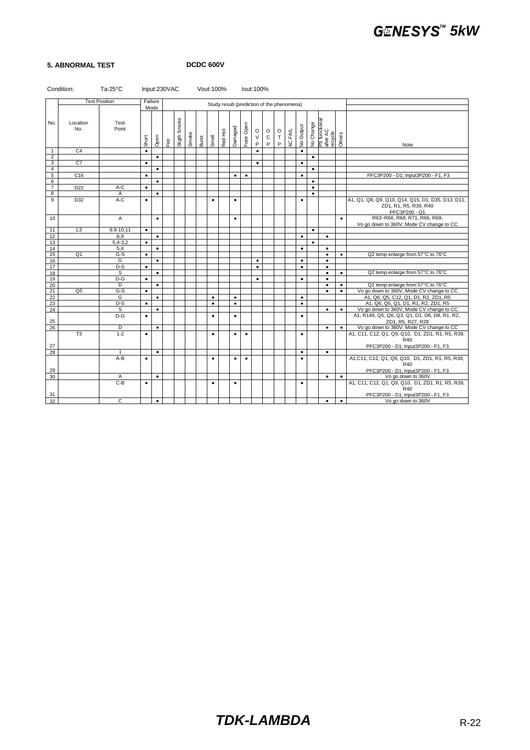## 5. ABNORMAL TEST

**DCDC 600V**

Condition: Ta:25°C Input:230VAC Vout:100% Iout:100%

| No. | Test Position | | Failure Mode | | Study result (prediction of the phenomena) | | | | | | | | | | | | | | | | Note |
|---|---|---|---|---|---|---|---|---|---|---|---|---|---|---|---|---|---|---|---|---|---|
| | Location No. | Test Point | Short | Open | Fire | Sligth Smoke | Smoke | Burst | Smell | Red Hot | Damaged | Fuse Open | OVP | OCP | OTP | AC FAIL | No Output | No Change | PS functional after AC recycle | Others | |
| 1 | C4 | | • | | | | | | | | | | • | | | | • | | | | |
| 2 | | | | • | | | | | | | | | | | | | | • | | | |
| 3 | C7 | | • | | | | | | | | | | • | | | | • | | | | |
| 4 | | | | • | | | | | | | | | | | | | | • | | | |
| 5 | C16 | | • | | | | | | | | • | • | | | | | • | | | | PFC3P200 - D1; Input3P200 - F1, F3 |
| 6 | | | | • | | | | | | | | | | | | | | • | | | |
| 7 | D22 | A-C | • | | | | | | | | | | | | | | | • | | | |
| 8 | | A | | • | | | | | | | | | | | | | | • | | | |
| 9 | D32 | A-C | • | | | | | | • | | • | | | | | | • | | | | A1, Q1, Q8, Q9, Q10, Q14, Q15, D1, D35, D13, D11, ZD1, R1, R5, R39, R40 PFC3P200 - Q1 |
| 10 | | A | | • | | | | | | | • | | | | | | | | | • | R63~R66, R68, R71, R66, R69; Vo go down to 360V; Mode CV change to CC |
| 11 | L3 | 8,9-10,11 | • | | | | | | | | | | | | | | | • | | | |
| 12 | | 8,9 | | • | | | | | | | | | | | | | • | | • | | |
| 13 | | 5,4-3,2 | • | | | | | | | | | | | | | | | • | | | |
| 14 | | 5,4 | | • | | | | | | | | | | | | | • | | • | | |
| 15 | Q1 | G-S | • | | | | | | | | | | | | | | | | • | • | Q2 temp enlarge from 57°C to 76°C |
| 16 | | G | | • | | | | | | | | | • | | | | • | | • | | |
| 17 | | D-S | • | | | | | | | | | | • | | | | • | | • | | |
| 18 | | S | | • | | | | | | | | | | | | | | | • | • | Q2 temp enlarge from 57°C to 76°C |
| 19 | | D-G | • | | | | | | | | | | • | | | | • | | • | | |
| 20 | | D | | • | | | | | | | | | | | | | | | • | • | Q2 temp enlarge from 57°C to 76°C |
| 21 | Q5 | G-S | • | | | | | | | | | | | | | | | | • | • | Vo go down to 360V; Mode CV change to CC |
| 22 | | G | | • | | | | | • | | • | | | | | | • | | | | A1, Q6, Q5, C12, Q1, D1, R2, ZD1, R5 |
| 23 | | D-S | • | | | | | | • | | • | | | | | | • | | | | A1, Q6, Q5, Q1, D1, R1, R2, ZD1, R5 |
| 24 | | S | | • | | | | | | | | | | | | | | | • | • | Vo go down to 360V; Mode CV change to CC |
| 25 | | D-G | • | | | | | | • | | • | | | | | | • | | | | A1, R149, Q5, Q6, Q3, Q1, D1, D6, D8, R1, R2, ZD1, R5, R27, R28 |
| 26 | | D | | • | | | | | | | | | | | | | | | • | • | Vo go down to 360V; Mode CV change to CC |
| 27 | T3 | 1-2 | • | | | | | | • | | • | • | | | | | • | | | | A1, C11, C12, Q1, Q9, Q10, D1, ZD1, R1, R5, R39, R40 PFC3P200 - D1; Input3P200 - F1, F3 |
| 28 | | 1 | | • | | | | | | | | | | | | | • | | • | | |
| 29 | | A-B | • | | | | | | • | | • | • | | | | | • | | | | A1,C11, C12, Q1, Q9, Q10, D1, ZD1, R1, R5, R39, R40 PFC3P200 - D1; Input3P200 - F1, F3 |
| 30 | | A | | • | | | | | | | | | | | | | | | • | • | Vo go down to 360V |
| 31 | | C-B | • | | | | | | • | | • | | | | | | • | | | | A1, C11, C12, Q1, Q9, Q10, D1, ZD1, R1, R5, R39, R40 PFC3P200 - D1; Input3P200 - F1, F3 |
| 32 | | C | | • | | | | | | | | | | | | | | | • | • | Vo go down to 360V |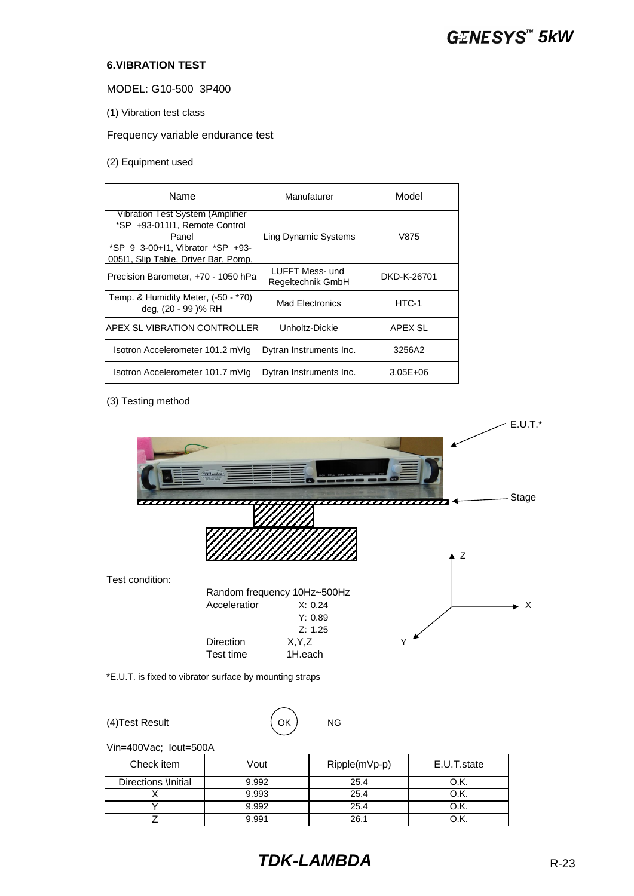## 6.VIBRATION TEST

MODEL: G10-500 3P400

(1) Vibration test class

Frequency variable endurance test

(2) Equipment used

| Name | Manufaturer | Model |
|---|---|---|
| Vibration Test System (Amplifier *SP +93-011I1, Remote Control Panel *SP 9 3-00+I1, Vibrator *SP +93-005I1, Slip Table, Driver Bar, Pomp, | Ling Dynamic Systems | V875 |
| Precision Barometer, +70 - 1050 hPa | LUFFT Mess- und Regeltechnik GmbH | DKD-K-26701 |
| Temp. & Humidity Meter, (-50 - *70) deg, (20 - 99 )% RH | Mad Electronics | HTC-1 |
| APEX SL VIBRATION CONTROLLER | Unholtz-Dickie | APEX SL |
| Isotron Accelerometer 101.2 mVlg | Dytran Instruments Inc. | 3256A2 |
| Isotron Accelerometer 101.7 mVlg | Dytran Instruments Inc. | 3.05E+06 |

(3) Testing method

E.U.T.*

Stage

Z

X

Y

Test condition:

Random frequency 10Hz~500Hz

Acceleratior X: 0.24
Y: 0.89
Z: 1.25

Direction X,Y,Z

Test time 1H.each

*E.U.T. is fixed to vibrator surface by mounting straps

(4)Test Result OK NG

Vin=400Vac; Iout=500A

| Check item | Vout | Ripple(mVp-p) | E.U.T.state |
|---|---|---|---|
| Directions \Initial | 9.992 | 25.4 | O.K. |
| X | 9.993 | 25.4 | O.K. |
| Y | 9.992 | 25.4 | O.K. |
| Z | 9.991 | 26.1 | O.K. |